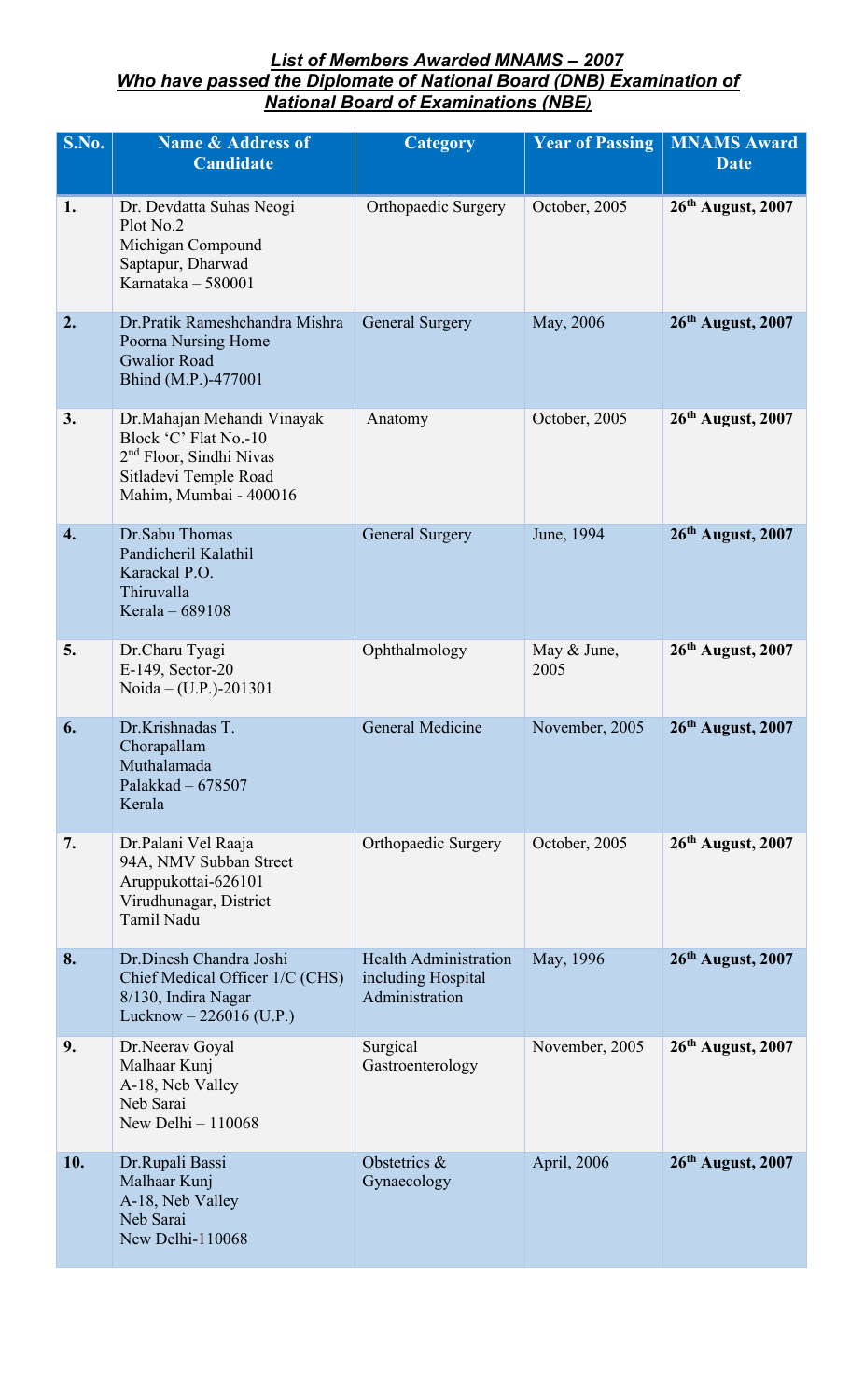## ***List of Members Awarded MNAMS – 2007***
## ***Who have passed the Diplomate of National Board (DNB) Examination of National Board of Examinations (NBE)***

| S.No. | Name & Address of Candidate | Category | Year of Passing | MNAMS Award Date |
|---|---|---|---|---|
| **1.** | Dr. Devdatta Suhas Neogi<br>Plot No.2<br>Michigan Compound<br>Saptapur, Dharwad<br>Karnataka – 580001 | Orthopaedic Surgery | October, 2005 | **26th August, 2007** |
| **2.** | Dr.Pratik Rameshchandra Mishra<br>Poorna Nursing Home<br>Gwalior Road<br>Bhind (M.P.)-477001 | General Surgery | May, 2006 | **26th August, 2007** |
| **3.** | Dr.Mahajan Mehandi Vinayak<br>Block 'C' Flat No.-10<br>2nd Floor, Sindhi Nivas<br>Sitladevi Temple Road<br>Mahim, Mumbai - 400016 | Anatomy | October, 2005 | **26th August, 2007** |
| **4.** | Dr.Sabu Thomas<br>Pandicheril Kalathil<br>Karackal P.O.<br>Thiruvalla<br>Kerala – 689108 | General Surgery | June, 1994 | **26th August, 2007** |
| **5.** | Dr.Charu Tyagi<br>E-149, Sector-20<br>Noida – (U.P.)-201301 | Ophthalmology | May & June, 2005 | **26th August, 2007** |
| **6.** | Dr.Krishnadas T.<br>Chorapallam<br>Muthalamada<br>Palakkad – 678507<br>Kerala | General Medicine | November, 2005 | **26th August, 2007** |
| **7.** | Dr.Palani Vel Raaja<br>94A, NMV Subban Street<br>Aruppukottai-626101<br>Virudhunagar, District<br>Tamil Nadu | Orthopaedic Surgery | October, 2005 | **26th August, 2007** |
| **8.** | Dr.Dinesh Chandra Joshi<br>Chief Medical Officer 1/C (CHS)<br>8/130, Indira Nagar<br>Lucknow – 226016 (U.P.) | Health Administration including Hospital Administration | May, 1996 | **26th August, 2007** |
| **9.** | Dr.Neerav Goyal<br>Malhaar Kunj<br>A-18, Neb Valley<br>Neb Sarai<br>New Delhi – 110068 | Surgical Gastroenterology | November, 2005 | **26th August, 2007** |
| **10.** | Dr.Rupali Bassi<br>Malhaar Kunj<br>A-18, Neb Valley<br>Neb Sarai<br>New Delhi-110068 | Obstetrics & Gynaecology | April, 2006 | **26th August, 2007** |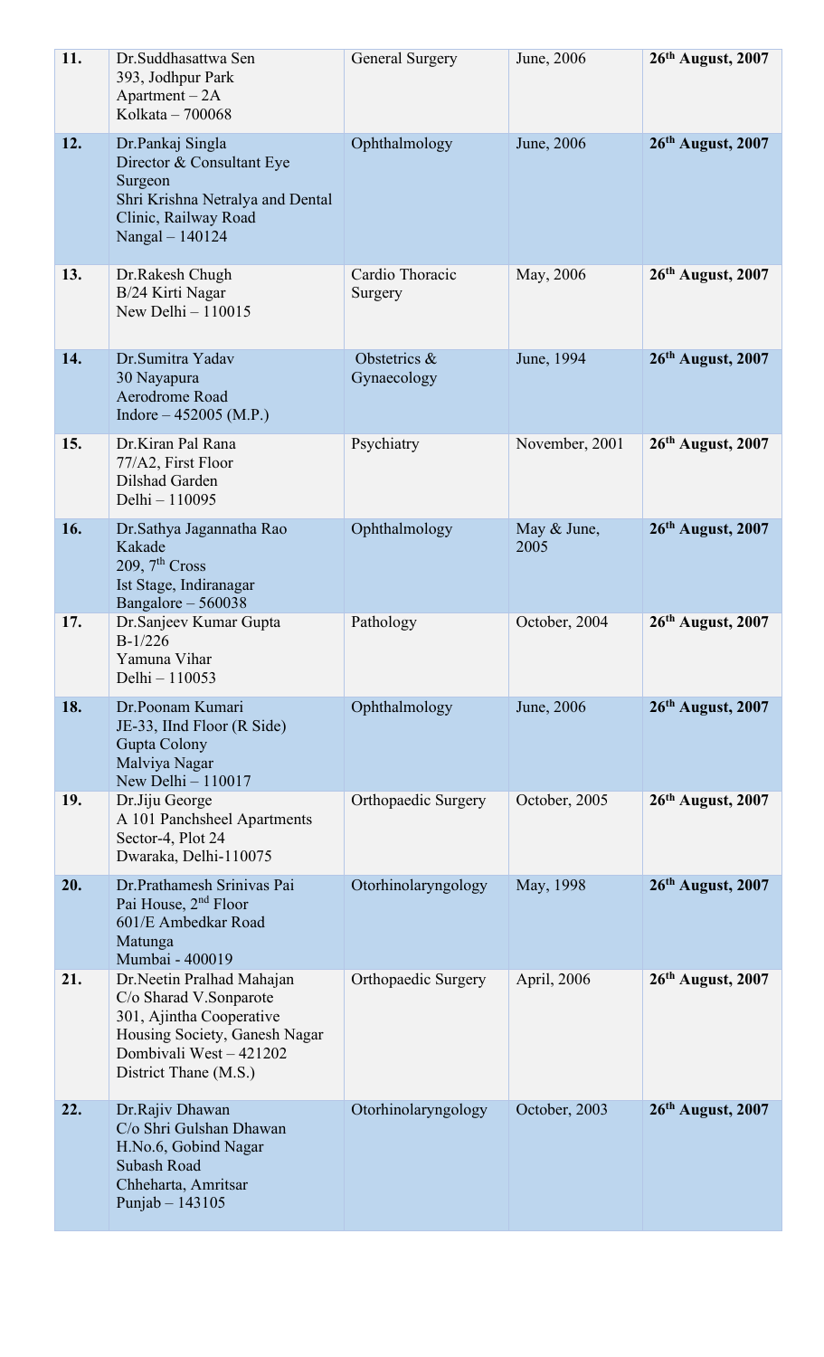| | | | | |
|---|---|---|---|---|
| **11.** | Dr.Suddhasattwa Sen<br>393, Jodhpur Park<br>Apartment – 2A<br>Kolkata – 700068 | General Surgery | June, 2006 | **26th August, 2007** |
| **12.** | Dr.Pankaj Singla<br>Director & Consultant Eye Surgeon<br>Shri Krishna Netralya and Dental Clinic, Railway Road<br>Nangal – 140124 | Ophthalmology | June, 2006 | **26th August, 2007** |
| **13.** | Dr.Rakesh Chugh<br>B/24 Kirti Nagar<br>New Delhi – 110015 | Cardio Thoracic Surgery | May, 2006 | **26th August, 2007** |
| **14.** | Dr.Sumitra Yadav<br>30 Nayapura<br>Aerodrome Road<br>Indore – 452005 (M.P.) | Obstetrics & Gynaecology | June, 1994 | **26th August, 2007** |
| **15.** | Dr.Kiran Pal Rana<br>77/A2, First Floor<br>Dilshad Garden<br>Delhi – 110095 | Psychiatry | November, 2001 | **26th August, 2007** |
| **16.** | Dr.Sathya Jagannatha Rao Kakade<br>209, 7th Cross<br>Ist Stage, Indiranagar<br>Bangalore – 560038 | Ophthalmology | May & June, 2005 | **26th August, 2007** |
| **17.** | Dr.Sanjeev Kumar Gupta<br>B-1/226<br>Yamuna Vihar<br>Delhi – 110053 | Pathology | October, 2004 | **26th August, 2007** |
| **18.** | Dr.Poonam Kumari<br>JE-33, IInd Floor (R Side)<br>Gupta Colony<br>Malviya Nagar<br>New Delhi – 110017 | Ophthalmology | June, 2006 | **26th August, 2007** |
| **19.** | Dr.Jiju George<br>A 101 Panchsheel Apartments<br>Sector-4, Plot 24<br>Dwaraka, Delhi-110075 | Orthopaedic Surgery | October, 2005 | **26th August, 2007** |
| **20.** | Dr.Prathamesh Srinivas Pai<br>Pai House, 2nd Floor<br>601/E Ambedkar Road<br>Matunga<br>Mumbai - 400019 | Otorhinolaryngology | May, 1998 | **26th August, 2007** |
| **21.** | Dr.Neetin Pralhad Mahajan<br>C/o Sharad V.Sonparote<br>301, Ajintha Cooperative Housing Society, Ganesh Nagar<br>Dombivali West – 421202<br>District Thane (M.S.) | Orthopaedic Surgery | April, 2006 | **26th August, 2007** |
| **22.** | Dr.Rajiv Dhawan<br>C/o Shri Gulshan Dhawan<br>H.No.6, Gobind Nagar<br>Subash Road<br>Chheharta, Amritsar<br>Punjab – 143105 | Otorhinolaryngology | October, 2003 | **26th August, 2007** |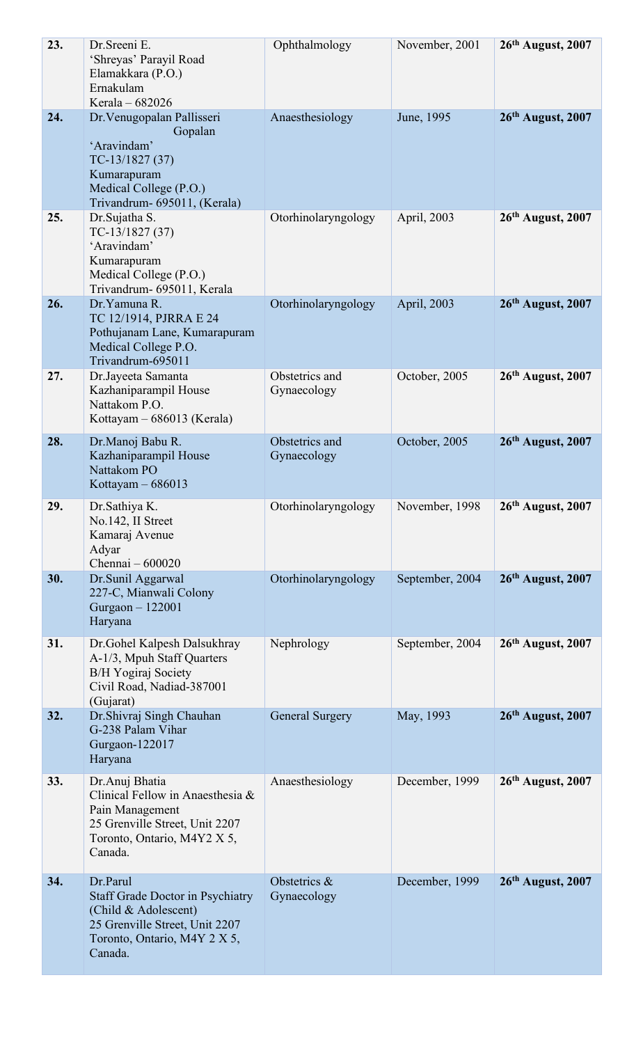| | | | | |
|---|---|---|---|---|
| **23.** | Dr.Sreeni E.<br>'Shreyas' Parayil Road<br>Elamakkara (P.O.)<br>Ernakulam<br>Kerala – 682026 | Ophthalmology | November, 2001 | **26th August, 2007** |
| **24.** | Dr.Venugopalan Pallisseri Gopalan<br>'Aravindam'<br>TC-13/1827 (37)<br>Kumarapuram<br>Medical College (P.O.)<br>Trivandrum- 695011, (Kerala) | Anaesthesiology | June, 1995 | **26th August, 2007** |
| **25.** | Dr.Sujatha S.<br>TC-13/1827 (37)<br>'Aravindam'<br>Kumarapuram<br>Medical College (P.O.)<br>Trivandrum- 695011, Kerala | Otorhinolaryngology | April, 2003 | **26th August, 2007** |
| **26.** | Dr.Yamuna R.<br>TC 12/1914, PJRRA E 24<br>Pothujanam Lane, Kumarapuram<br>Medical College P.O.<br>Trivandrum-695011 | Otorhinolaryngology | April, 2003 | **26th August, 2007** |
| **27.** | Dr.Jayeeta Samanta<br>Kazhaniparampil House<br>Nattakom P.O.<br>Kottayam – 686013 (Kerala) | Obstetrics and Gynaecology | October, 2005 | **26th August, 2007** |
| **28.** | Dr.Manoj Babu R.<br>Kazhaniparampil House<br>Nattakom PO<br>Kottayam – 686013 | Obstetrics and Gynaecology | October, 2005 | **26th August, 2007** |
| **29.** | Dr.Sathiya K.<br>No.142, II Street<br>Kamaraj Avenue<br>Adyar<br>Chennai – 600020 | Otorhinolaryngology | November, 1998 | **26th August, 2007** |
| **30.** | Dr.Sunil Aggarwal<br>227-C, Mianwali Colony<br>Gurgaon – 122001<br>Haryana | Otorhinolaryngology | September, 2004 | **26th August, 2007** |
| **31.** | Dr.Gohel Kalpesh Dalsukhray<br>A-1/3, Mpuh Staff Quarters<br>B/H Yogiraj Society<br>Civil Road, Nadiad-387001<br>(Gujarat) | Nephrology | September, 2004 | **26th August, 2007** |
| **32.** | Dr.Shivraj Singh Chauhan<br>G-238 Palam Vihar<br>Gurgaon-122017<br>Haryana | General Surgery | May, 1993 | **26th August, 2007** |
| **33.** | Dr.Anuj Bhatia<br>Clinical Fellow in Anaesthesia & Pain Management<br>25 Grenville Street, Unit 2207<br>Toronto, Ontario, M4Y2 X 5,<br>Canada. | Anaesthesiology | December, 1999 | **26th August, 2007** |
| **34.** | Dr.Parul<br>Staff Grade Doctor in Psychiatry (Child & Adolescent)<br>25 Grenville Street, Unit 2207<br>Toronto, Ontario, M4Y 2 X 5,<br>Canada. | Obstetrics & Gynaecology | December, 1999 | **26th August, 2007** |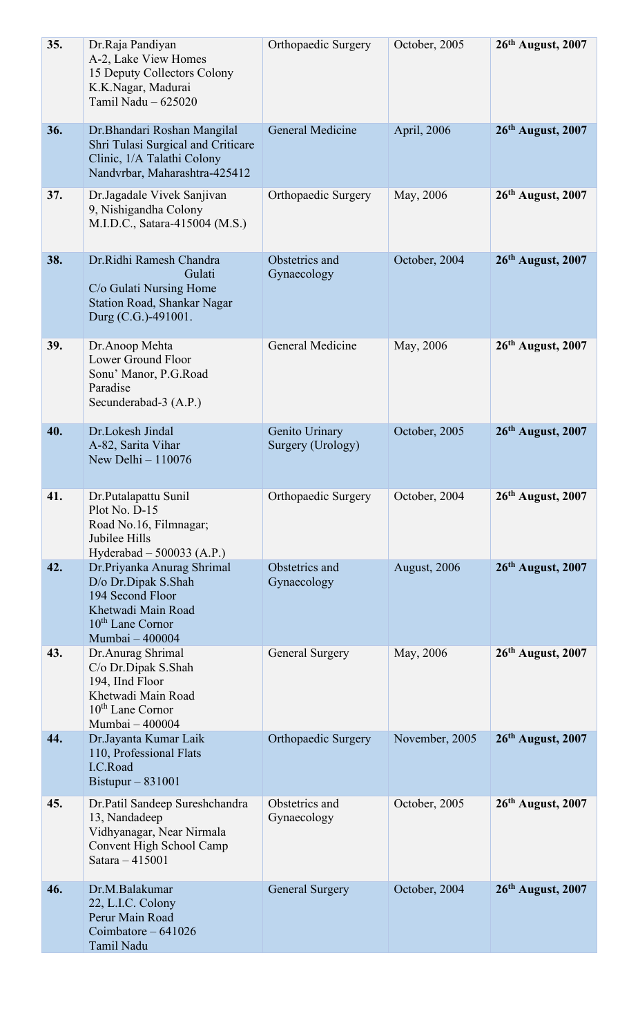| | | | | |
|---|---|---|---|---|
| **35.** | Dr.Raja Pandiyan<br>A-2, Lake View Homes<br>15 Deputy Collectors Colony<br>K.K.Nagar, Madurai<br>Tamil Nadu – 625020 | Orthopaedic Surgery | October, 2005 | **26th August, 2007** |
| **36.** | Dr.Bhandari Roshan Mangilal<br>Shri Tulasi Surgical and Criticare Clinic, 1/A Talathi Colony<br>Nandvrbar, Maharashtra-425412 | General Medicine | April, 2006 | **26th August, 2007** |
| **37.** | Dr.Jagadale Vivek Sanjivan<br>9, Nishigandha Colony<br>M.I.D.C., Satara-415004 (M.S.) | Orthopaedic Surgery | May, 2006 | **26th August, 2007** |
| **38.** | Dr.Ridhi Ramesh Chandra Gulati<br>C/o Gulati Nursing Home<br>Station Road, Shankar Nagar<br>Durg (C.G.)-491001. | Obstetrics and Gynaecology | October, 2004 | **26th August, 2007** |
| **39.** | Dr.Anoop Mehta<br>Lower Ground Floor<br>Sonu' Manor, P.G.Road<br>Paradise<br>Secunderabad-3 (A.P.) | General Medicine | May, 2006 | **26th August, 2007** |
| **40.** | Dr.Lokesh Jindal<br>A-82, Sarita Vihar<br>New Delhi – 110076 | Genito Urinary Surgery (Urology) | October, 2005 | **26th August, 2007** |
| **41.** | Dr.Putalapattu Sunil<br>Plot No. D-15<br>Road No.16, Filmnagar;<br>Jubilee Hills<br>Hyderabad – 500033 (A.P.) | Orthopaedic Surgery | October, 2004 | **26th August, 2007** |
| **42.** | Dr.Priyanka Anurag Shrimal<br>D/o Dr.Dipak S.Shah<br>194 Second Floor<br>Khetwadi Main Road<br>10th Lane Cornor<br>Mumbai – 400004 | Obstetrics and Gynaecology | August, 2006 | **26th August, 2007** |
| **43.** | Dr.Anurag Shrimal<br>C/o Dr.Dipak S.Shah<br>194, IInd Floor<br>Khetwadi Main Road<br>10th Lane Cornor<br>Mumbai – 400004 | General Surgery | May, 2006 | **26th August, 2007** |
| **44.** | Dr.Jayanta Kumar Laik<br>110, Professional Flats<br>I.C.Road<br>Bistupur – 831001 | Orthopaedic Surgery | November, 2005 | **26th August, 2007** |
| **45.** | Dr.Patil Sandeep Sureshchandra<br>13, Nandadeep<br>Vidhyanagar, Near Nirmala Convent High School Camp<br>Satara – 415001 | Obstetrics and Gynaecology | October, 2005 | **26th August, 2007** |
| **46.** | Dr.M.Balakumar<br>22, L.I.C. Colony<br>Perur Main Road<br>Coimbatore – 641026<br>Tamil Nadu | General Surgery | October, 2004 | **26th August, 2007** |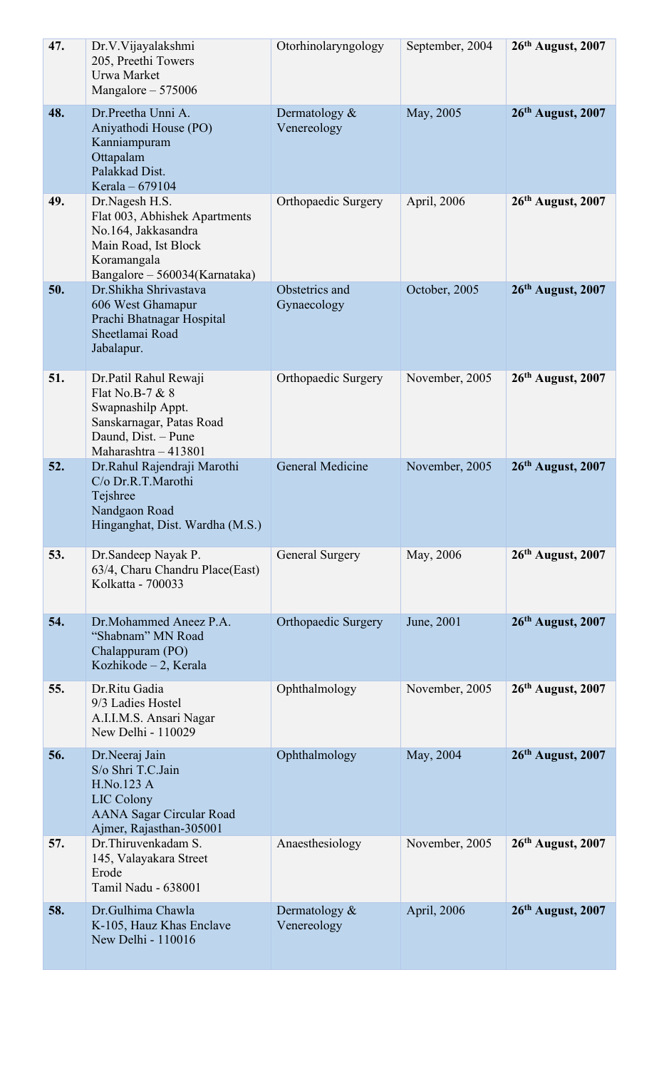| **47.** | Dr.V.Vijayalakshmi<br>205, Preethi Towers<br>Urwa Market<br>Mangalore – 575006 | Otorhinolaryngology | September, 2004 | **26th August, 2007** |
|---|---|---|---|---|
| **48.** | Dr.Preetha Unni A.<br>Aniyathodi House (PO)<br>Kanniampuram<br>Ottapalam<br>Palakkad Dist.<br>Kerala – 679104 | Dermatology & Venereology | May, 2005 | **26th August, 2007** |
| **49.** | Dr.Nagesh H.S.<br>Flat 003, Abhishek Apartments<br>No.164, Jakkasandra<br>Main Road, Ist Block<br>Koramangala<br>Bangalore – 560034(Karnataka) | Orthopaedic Surgery | April, 2006 | **26th August, 2007** |
| **50.** | Dr.Shikha Shrivastava<br>606 West Ghamapur<br>Prachi Bhatnagar Hospital<br>Sheetlamai Road<br>Jabalapur. | Obstetrics and Gynaecology | October, 2005 | **26th August, 2007** |
| **51.** | Dr.Patil Rahul Rewaji<br>Flat No.B-7 & 8<br>Swapnashilp Appt.<br>Sanskarnagar, Patas Road<br>Daund, Dist. – Pune<br>Maharashtra – 413801 | Orthopaedic Surgery | November, 2005 | **26th August, 2007** |
| **52.** | Dr.Rahul Rajendraji Marothi<br>C/o Dr.R.T.Marothi<br>Tejshree<br>Nandgaon Road<br>Hinganghat, Dist. Wardha (M.S.) | General Medicine | November, 2005 | **26th August, 2007** |
| **53.** | Dr.Sandeep Nayak P.<br>63/4, Charu Chandru Place(East)<br>Kolkatta - 700033 | General Surgery | May, 2006 | **26th August, 2007** |
| **54.** | Dr.Mohammed Aneez P.A.<br>"Shabnam" MN Road<br>Chalappuram (PO)<br>Kozhikode – 2, Kerala | Orthopaedic Surgery | June, 2001 | **26th August, 2007** |
| **55.** | Dr.Ritu Gadia<br>9/3 Ladies Hostel<br>A.I.I.M.S. Ansari Nagar<br>New Delhi - 110029 | Ophthalmology | November, 2005 | **26th August, 2007** |
| **56.** | Dr.Neeraj Jain<br>S/o Shri T.C.Jain<br>H.No.123 A<br>LIC Colony<br>AANA Sagar Circular Road<br>Ajmer, Rajasthan-305001 | Ophthalmology | May, 2004 | **26th August, 2007** |
| **57.** | Dr.Thiruvenkadam S.<br>145, Valayakara Street<br>Erode<br>Tamil Nadu - 638001 | Anaesthesiology | November, 2005 | **26th August, 2007** |
| **58.** | Dr.Gulhima Chawla<br>K-105, Hauz Khas Enclave<br>New Delhi - 110016 | Dermatology & Venereology | April, 2006 | **26th August, 2007** |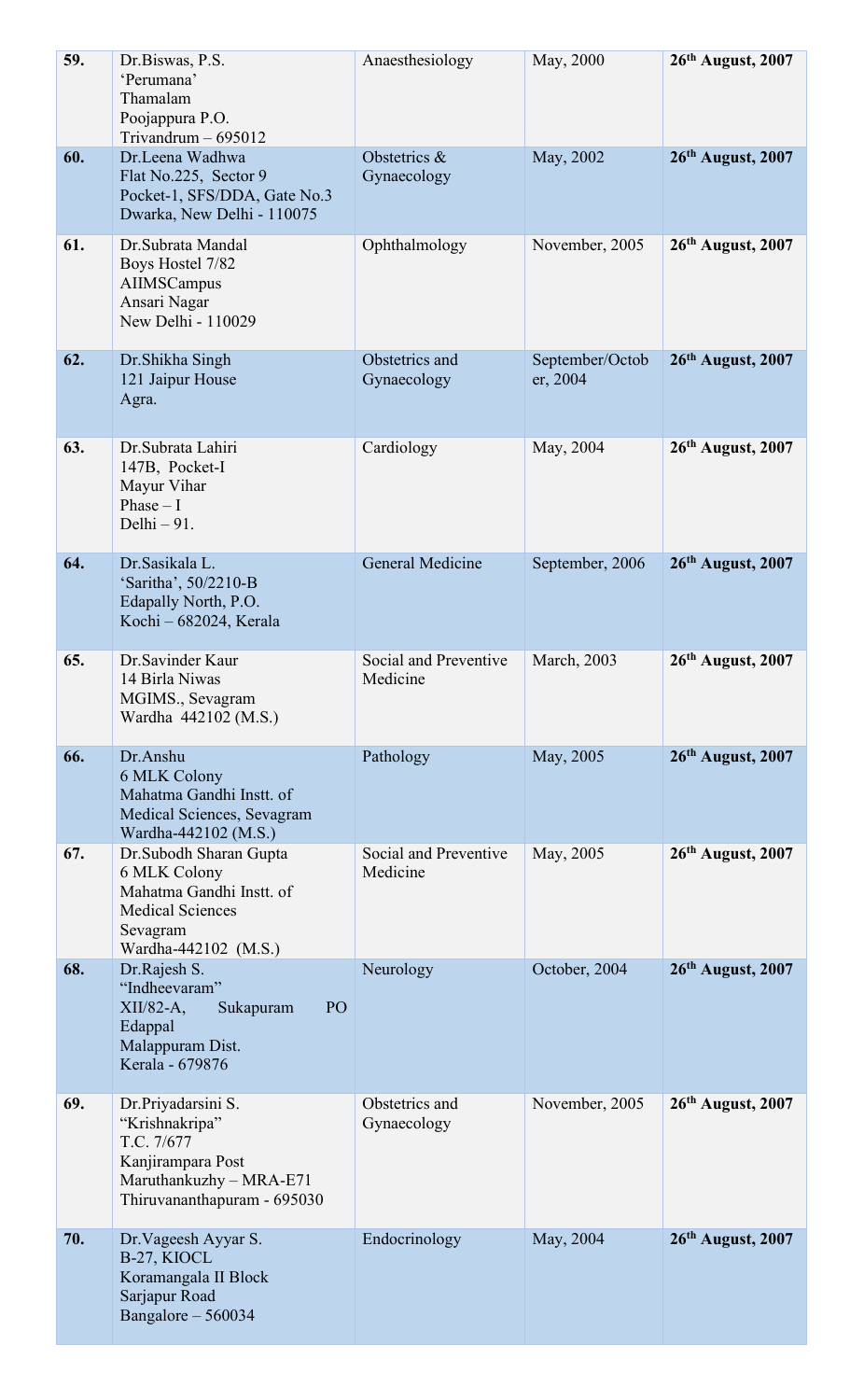| | | | | |
|---|---|---|---|---|
| **59.** | Dr.Biswas, P.S.<br>'Perumana'<br>Thamalam<br>Poojappura P.O.<br>Trivandrum – 695012 | Anaesthesiology | May, 2000 | **26th August, 2007** |
| **60.** | Dr.Leena Wadhwa<br>Flat No.225, Sector 9<br>Pocket-1, SFS/DDA, Gate No.3<br>Dwarka, New Delhi - 110075 | Obstetrics & Gynaecology | May, 2002 | **26th August, 2007** |
| **61.** | Dr.Subrata Mandal<br>Boys Hostel 7/82<br>AIIMSCampus<br>Ansari Nagar<br>New Delhi - 110029 | Ophthalmology | November, 2005 | **26th August, 2007** |
| **62.** | Dr.Shikha Singh<br>121 Jaipur House<br>Agra. | Obstetrics and Gynaecology | September/October, 2004 | **26th August, 2007** |
| **63.** | Dr.Subrata Lahiri<br>147B, Pocket-I<br>Mayur Vihar<br>Phase – I<br>Delhi – 91. | Cardiology | May, 2004 | **26th August, 2007** |
| **64.** | Dr.Sasikala L.<br>'Saritha', 50/2210-B<br>Edapally North, P.O.<br>Kochi – 682024, Kerala | General Medicine | September, 2006 | **26th August, 2007** |
| **65.** | Dr.Savinder Kaur<br>14 Birla Niwas<br>MGIMS., Sevagram<br>Wardha 442102 (M.S.) | Social and Preventive Medicine | March, 2003 | **26th August, 2007** |
| **66.** | Dr.Anshu<br>6 MLK Colony<br>Mahatma Gandhi Instt. of Medical Sciences, Sevagram<br>Wardha-442102 (M.S.) | Pathology | May, 2005 | **26th August, 2007** |
| **67.** | Dr.Subodh Sharan Gupta<br>6 MLK Colony<br>Mahatma Gandhi Instt. of Medical Sciences<br>Sevagram<br>Wardha-442102 (M.S.) | Social and Preventive Medicine | May, 2005 | **26th August, 2007** |
| **68.** | Dr.Rajesh S.<br>"Indheevaram"<br>XII/82-A, Sukapuram PO<br>Edappal<br>Malappuram Dist.<br>Kerala - 679876 | Neurology | October, 2004 | **26th August, 2007** |
| **69.** | Dr.Priyadarsini S.<br>"Krishnakripa"<br>T.C. 7/677<br>Kanjirampara Post<br>Maruthankuzhy – MRA-E71<br>Thiruvananthapuram - 695030 | Obstetrics and Gynaecology | November, 2005 | **26th August, 2007** |
| **70.** | Dr.Vageesh Ayyar S.<br>B-27, KIOCL<br>Koramangala II Block<br>Sarjapur Road<br>Bangalore – 560034 | Endocrinology | May, 2004 | **26th August, 2007** |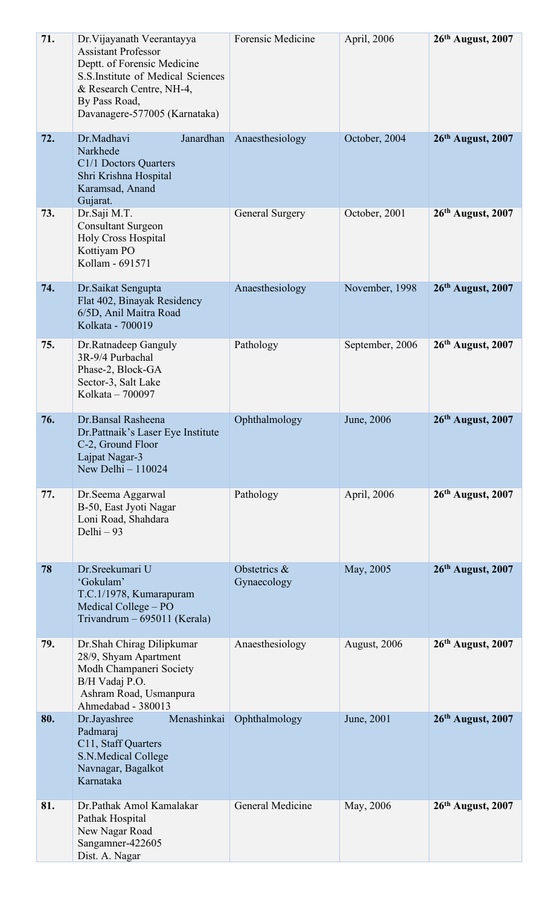| | | | | |
|---|---|---|---|---|
| **71.** | Dr.Vijayanath Veerantayya<br>Assistant Professor<br>Deptt. of Forensic Medicine<br>S.S.Institute of Medical Sciences & Research Centre, NH-4,<br>By Pass Road,<br>Davanagere-577005 (Karnataka) | Forensic Medicine | April, 2006 | **26th August, 2007** |
| **72.** | Dr.Madhavi Janardhan Narkhede<br>C1/1 Doctors Quarters<br>Shri Krishna Hospital<br>Karamsad, Anand<br>Gujarat. | Anaesthesiology | October, 2004 | **26th August, 2007** |
| **73.** | Dr.Saji M.T.<br>Consultant Surgeon<br>Holy Cross Hospital<br>Kottiyam PO<br>Kollam - 691571 | General Surgery | October, 2001 | **26th August, 2007** |
| **74.** | Dr.Saikat Sengupta<br>Flat 402, Binayak Residency<br>6/5D, Anil Maitra Road<br>Kolkata - 700019 | Anaesthesiology | November, 1998 | **26th August, 2007** |
| **75.** | Dr.Ratnadeep Ganguly<br>3R-9/4 Purbachal<br>Phase-2, Block-GA<br>Sector-3, Salt Lake<br>Kolkata – 700097 | Pathology | September, 2006 | **26th August, 2007** |
| **76.** | Dr.Bansal Rasheena<br>Dr.Pattnaik's Laser Eye Institute<br>C-2, Ground Floor<br>Lajpat Nagar-3<br>New Delhi – 110024 | Ophthalmology | June, 2006 | **26th August, 2007** |
| **77.** | Dr.Seema Aggarwal<br>B-50, East Jyoti Nagar<br>Loni Road, Shahdara<br>Delhi – 93 | Pathology | April, 2006 | **26th August, 2007** |
| **78** | Dr.Sreekumari U<br>'Gokulam'<br>T.C.1/1978, Kumarapuram<br>Medical College – PO<br>Trivandrum – 695011 (Kerala) | Obstetrics & Gynaecology | May, 2005 | **26th August, 2007** |
| **79.** | Dr.Shah Chirag Dilipkumar<br>28/9, Shyam Apartment<br>Modh Champaneri Society<br>B/H Vadaj P.O.<br>Ashram Road, Usmanpura<br>Ahmedabad - 380013 | Anaesthesiology | August, 2006 | **26th August, 2007** |
| **80.** | Dr.Jayashree Menashinkai Padmaraj<br>C11, Staff Quarters<br>S.N.Medical College<br>Navnagar, Bagalkot<br>Karnataka | Ophthalmology | June, 2001 | **26th August, 2007** |
| **81.** | Dr.Pathak Amol Kamalakar<br>Pathak Hospital<br>New Nagar Road<br>Sangamner-422605<br>Dist. A. Nagar | General Medicine | May, 2006 | **26th August, 2007** |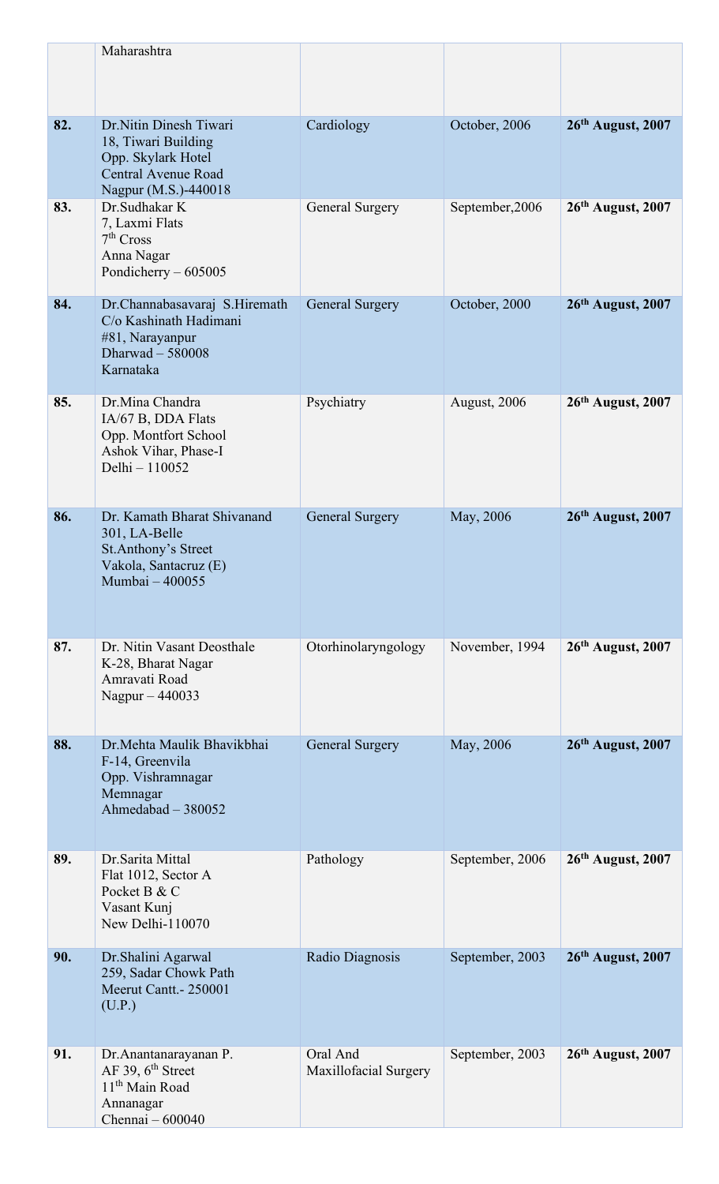| | | | | |
|---|---|---|---|---|
| | Maharashtra | | | |
| **82.** | Dr.Nitin Dinesh Tiwari<br>18, Tiwari Building<br>Opp. Skylark Hotel<br>Central Avenue Road<br>Nagpur (M.S.)-440018 | Cardiology | October, 2006 | **26th August, 2007** |
| **83.** | Dr.Sudhakar K<br>7, Laxmi Flats<br>7th Cross<br>Anna Nagar<br>Pondicherry – 605005 | General Surgery | September,2006 | **26th August, 2007** |
| **84.** | Dr.Channabasavaraj S.Hiremath<br>C/o Kashinath Hadimani<br>#81, Narayanpur<br>Dharwad – 580008<br>Karnataka | General Surgery | October, 2000 | **26th August, 2007** |
| **85.** | Dr.Mina Chandra<br>IA/67 B, DDA Flats<br>Opp. Montfort School<br>Ashok Vihar, Phase-I<br>Delhi – 110052 | Psychiatry | August, 2006 | **26th August, 2007** |
| **86.** | Dr. Kamath Bharat Shivanand<br>301, LA-Belle<br>St.Anthony's Street<br>Vakola, Santacruz (E)<br>Mumbai – 400055 | General Surgery | May, 2006 | **26th August, 2007** |
| **87.** | Dr. Nitin Vasant Deosthale<br>K-28, Bharat Nagar<br>Amravati Road<br>Nagpur – 440033 | Otorhinolaryngology | November, 1994 | **26th August, 2007** |
| **88.** | Dr.Mehta Maulik Bhavikbhai<br>F-14, Greenvila<br>Opp. Vishramnagar<br>Memnagar<br>Ahmedabad – 380052 | General Surgery | May, 2006 | **26th August, 2007** |
| **89.** | Dr.Sarita Mittal<br>Flat 1012, Sector A<br>Pocket B & C<br>Vasant Kunj<br>New Delhi-110070 | Pathology | September, 2006 | **26th August, 2007** |
| **90.** | Dr.Shalini Agarwal<br>259, Sadar Chowk Path<br>Meerut Cantt.- 250001<br>(U.P.) | Radio Diagnosis | September, 2003 | **26th August, 2007** |
| **91.** | Dr.Anantanarayanan P.<br>AF 39, 6th Street<br>11th Main Road<br>Annanagar<br>Chennai – 600040 | Oral And Maxillofacial Surgery | September, 2003 | **26th August, 2007** |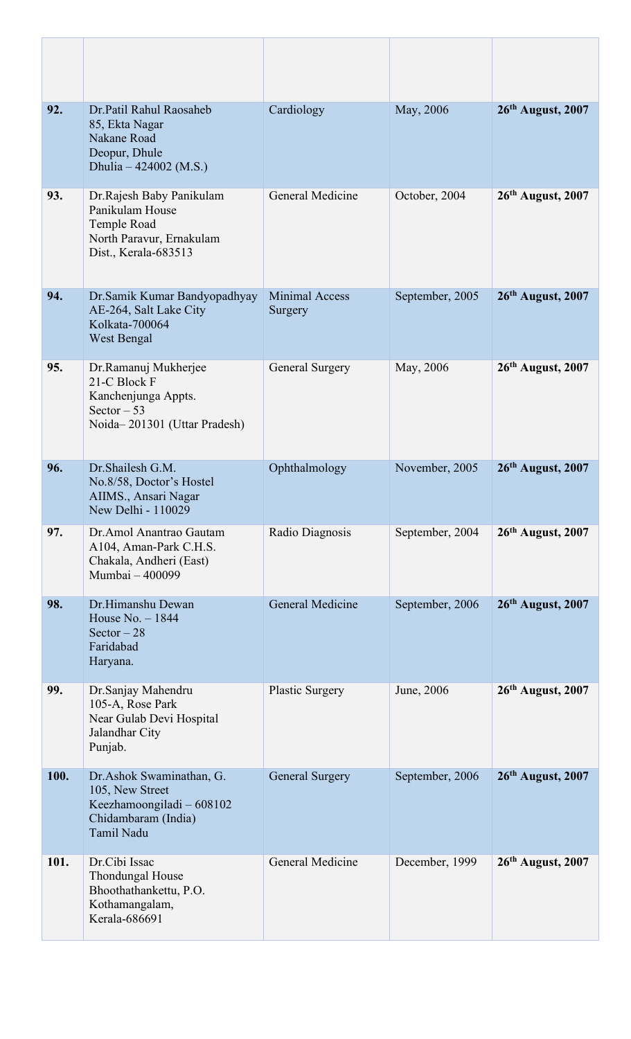| | | | | |
|---|---|---|---|---|
| **92.** | Dr.Patil Rahul Raosaheb<br>85, Ekta Nagar<br>Nakane Road<br>Deopur, Dhule<br>Dhulia – 424002 (M.S.) | Cardiology | May, 2006 | **26th August, 2007** |
| **93.** | Dr.Rajesh Baby Panikulam<br>Panikulam House<br>Temple Road<br>North Paravur, Ernakulam<br>Dist., Kerala-683513 | General Medicine | October, 2004 | **26th August, 2007** |
| **94.** | Dr.Samik Kumar Bandyopadhyay<br>AE-264, Salt Lake City<br>Kolkata-700064<br>West Bengal | Minimal Access Surgery | September, 2005 | **26th August, 2007** |
| **95.** | Dr.Ramanuj Mukherjee<br>21-C Block F<br>Kanchenjunga Appts.<br>Sector – 53<br>Noida– 201301 (Uttar Pradesh) | General Surgery | May, 2006 | **26th August, 2007** |
| **96.** | Dr.Shailesh G.M.<br>No.8/58, Doctor's Hostel<br>AIIMS., Ansari Nagar<br>New Delhi - 110029 | Ophthalmology | November, 2005 | **26th August, 2007** |
| **97.** | Dr.Amol Anantrao Gautam<br>A104, Aman-Park C.H.S.<br>Chakala, Andheri (East)<br>Mumbai – 400099 | Radio Diagnosis | September, 2004 | **26th August, 2007** |
| **98.** | Dr.Himanshu Dewan<br>House No. – 1844<br>Sector – 28<br>Faridabad<br>Haryana. | General Medicine | September, 2006 | **26th August, 2007** |
| **99.** | Dr.Sanjay Mahendru<br>105-A, Rose Park<br>Near Gulab Devi Hospital<br>Jalandhar City<br>Punjab. | Plastic Surgery | June, 2006 | **26th August, 2007** |
| **100.** | Dr.Ashok Swaminathan, G.<br>105, New Street<br>Keezhamoongiladi – 608102<br>Chidambaram (India)<br>Tamil Nadu | General Surgery | September, 2006 | **26th August, 2007** |
| **101.** | Dr.Cibi Issac<br>Thondungal House<br>Bhoothathankettu, P.O.<br>Kothamangalam,<br>Kerala-686691 | General Medicine | December, 1999 | **26th August, 2007** |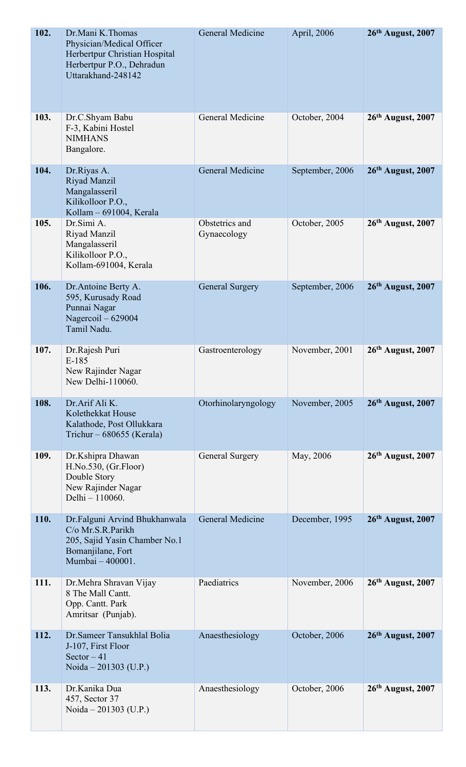| | | | | |
|---|---|---|---|---|
| **102.** | Dr.Mani K.Thomas<br>Physician/Medical Officer<br>Herbertpur Christian Hospital<br>Herbertpur P.O., Dehradun<br>Uttarakhand-248142 | General Medicine | April, 2006 | **26th August, 2007** |
| **103.** | Dr.C.Shyam Babu<br>F-3, Kabini Hostel<br>NIMHANS<br>Bangalore. | General Medicine | October, 2004 | **26th August, 2007** |
| **104.** | Dr.Riyas A.<br>Riyad Manzil<br>Mangalasseril<br>Kilikolloor P.O.,<br>Kollam – 691004, Kerala | General Medicine | September, 2006 | **26th August, 2007** |
| **105.** | Dr.Simi A.<br>Riyad Manzil<br>Mangalasseril<br>Kilikolloor P.O.,<br>Kollam-691004, Kerala | Obstetrics and Gynaecology | October, 2005 | **26th August, 2007** |
| **106.** | Dr.Antoine Berty A.<br>595, Kurusady Road<br>Punnai Nagar<br>Nagercoil – 629004<br>Tamil Nadu. | General Surgery | September, 2006 | **26th August, 2007** |
| **107.** | Dr.Rajesh Puri<br>E-185<br>New Rajinder Nagar<br>New Delhi-110060. | Gastroenterology | November, 2001 | **26th August, 2007** |
| **108.** | Dr.Arif Ali K.<br>Kolethekkat House<br>Kalathode, Post Ollukkara<br>Trichur – 680655 (Kerala) | Otorhinolaryngology | November, 2005 | **26th August, 2007** |
| **109.** | Dr.Kshipra Dhawan<br>H.No.530, (Gr.Floor)<br>Double Story<br>New Rajinder Nagar<br>Delhi – 110060. | General Surgery | May, 2006 | **26th August, 2007** |
| **110.** | Dr.Falguni Arvind Bhukhanwala<br>C/o Mr.S.R.Parikh<br>205, Sajid Yasin Chamber No.1<br>Bomanjilane, Fort<br>Mumbai – 400001. | General Medicine | December, 1995 | **26th August, 2007** |
| **111.** | Dr.Mehra Shravan Vijay<br>8 The Mall Cantt.<br>Opp. Cantt. Park<br>Amritsar (Punjab). | Paediatrics | November, 2006 | **26th August, 2007** |
| **112.** | Dr.Sameer Tansukhlal Bolia<br>J-107, First Floor<br>Sector – 41<br>Noida – 201303 (U.P.) | Anaesthesiology | October, 2006 | **26th August, 2007** |
| **113.** | Dr.Kanika Dua<br>457, Sector 37<br>Noida – 201303 (U.P.) | Anaesthesiology | October, 2006 | **26th August, 2007** |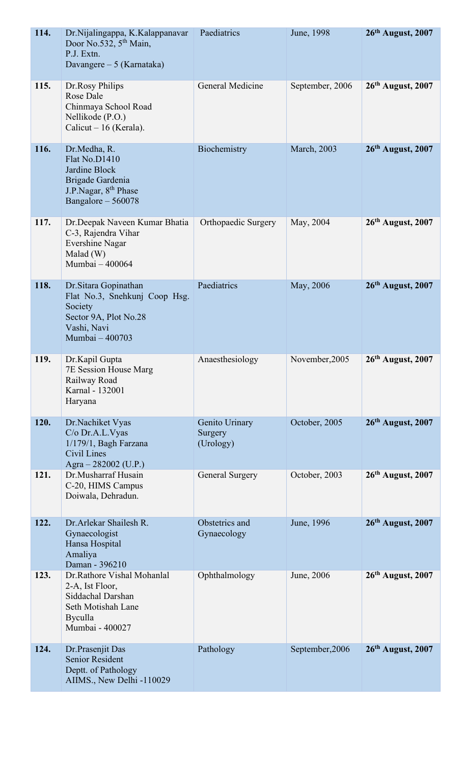| | | | | |
|---|---|---|---|---|
| **114.** | Dr.Nijalingappa, K.Kalappanavar<br>Door No.532, 5th Main,<br>P.J. Extn.<br>Davangere – 5 (Karnataka) | Paediatrics | June, 1998 | **26th August, 2007** |
| **115.** | Dr.Rosy Philips<br>Rose Dale<br>Chinmaya School Road<br>Nellikode (P.O.)<br>Calicut – 16 (Kerala). | General Medicine | September, 2006 | **26th August, 2007** |
| **116.** | Dr.Medha, R.<br>Flat No.D1410<br>Jardine Block<br>Brigade Gardenia<br>J.P.Nagar, 8th Phase<br>Bangalore – 560078 | Biochemistry | March, 2003 | **26th August, 2007** |
| **117.** | Dr.Deepak Naveen Kumar Bhatia<br>C-3, Rajendra Vihar<br>Evershine Nagar<br>Malad (W)<br>Mumbai – 400064 | Orthopaedic Surgery | May, 2004 | **26th August, 2007** |
| **118.** | Dr.Sitara Gopinathan<br>Flat No.3, Snehkunj Coop Hsg. Society<br>Sector 9A, Plot No.28<br>Vashi, Navi<br>Mumbai – 400703 | Paediatrics | May, 2006 | **26th August, 2007** |
| **119.** | Dr.Kapil Gupta<br>7E Session House Marg<br>Railway Road<br>Karnal - 132001<br>Haryana | Anaesthesiology | November,2005 | **26th August, 2007** |
| **120.** | Dr.Nachiket Vyas<br>C/o Dr.A.L.Vyas<br>1/179/1, Bagh Farzana<br>Civil Lines<br>Agra – 282002 (U.P.) | Genito Urinary Surgery (Urology) | October, 2005 | **26th August, 2007** |
| **121.** | Dr.Musharraf Husain<br>C-20, HIMS Campus<br>Doiwala, Dehradun. | General Surgery | October, 2003 | **26th August, 2007** |
| **122.** | Dr.Arlekar Shailesh R.<br>Gynaecologist<br>Hansa Hospital<br>Amaliya<br>Daman - 396210 | Obstetrics and Gynaecology | June, 1996 | **26th August, 2007** |
| **123.** | Dr.Rathore Vishal Mohanlal<br>2-A, Ist Floor,<br>Siddachal Darshan<br>Seth Motishah Lane<br>Byculla<br>Mumbai - 400027 | Ophthalmology | June, 2006 | **26th August, 2007** |
| **124.** | Dr.Prasenjit Das<br>Senior Resident<br>Deptt. of Pathology<br>AIIMS., New Delhi -110029 | Pathology | September,2006 | **26th August, 2007** |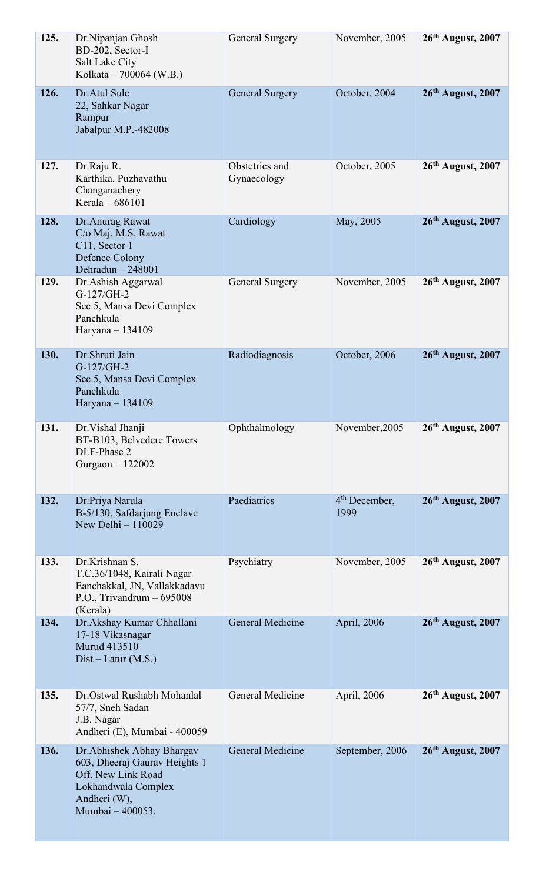| | | | | |
|---|---|---|---|---|
| **125.** | Dr.Nipanjan Ghosh<br>BD-202, Sector-I<br>Salt Lake City<br>Kolkata – 700064 (W.B.) | General Surgery | November, 2005 | **26th August, 2007** |
| **126.** | Dr.Atul Sule<br>22, Sahkar Nagar<br>Rampur<br>Jabalpur M.P.-482008 | General Surgery | October, 2004 | **26th August, 2007** |
| **127.** | Dr.Raju R.<br>Karthika, Puzhavathu<br>Changanachery<br>Kerala – 686101 | Obstetrics and Gynaecology | October, 2005 | **26th August, 2007** |
| **128.** | Dr.Anurag Rawat<br>C/o Maj. M.S. Rawat<br>C11, Sector 1<br>Defence Colony<br>Dehradun – 248001 | Cardiology | May, 2005 | **26th August, 2007** |
| **129.** | Dr.Ashish Aggarwal<br>G-127/GH-2<br>Sec.5, Mansa Devi Complex<br>Panchkula<br>Haryana – 134109 | General Surgery | November, 2005 | **26th August, 2007** |
| **130.** | Dr.Shruti Jain<br>G-127/GH-2<br>Sec.5, Mansa Devi Complex<br>Panchkula<br>Haryana – 134109 | Radiodiagnosis | October, 2006 | **26th August, 2007** |
| **131.** | Dr.Vishal Jhanji<br>BT-B103, Belvedere Towers<br>DLF-Phase 2<br>Gurgaon – 122002 | Ophthalmology | November,2005 | **26th August, 2007** |
| **132.** | Dr.Priya Narula<br>B-5/130, Safdarjung Enclave<br>New Delhi – 110029 | Paediatrics | 4th December, 1999 | **26th August, 2007** |
| **133.** | Dr.Krishnan S.<br>T.C.36/1048, Kairali Nagar<br>Eanchakkal, JN, Vallakkadavu<br>P.O., Trivandrum – 695008<br>(Kerala) | Psychiatry | November, 2005 | **26th August, 2007** |
| **134.** | Dr.Akshay Kumar Chhallani<br>17-18 Vikasnagar<br>Murud 413510<br>Dist – Latur (M.S.) | General Medicine | April, 2006 | **26th August, 2007** |
| **135.** | Dr.Ostwal Rushabh Mohanlal<br>57/7, Sneh Sadan<br>J.B. Nagar<br>Andheri (E), Mumbai - 400059 | General Medicine | April, 2006 | **26th August, 2007** |
| **136.** | Dr.Abhishek Abhay Bhargav<br>603, Dheeraj Gaurav Heights 1<br>Off. New Link Road<br>Lokhandwala Complex<br>Andheri (W),<br>Mumbai – 400053. | General Medicine | September, 2006 | **26th August, 2007** |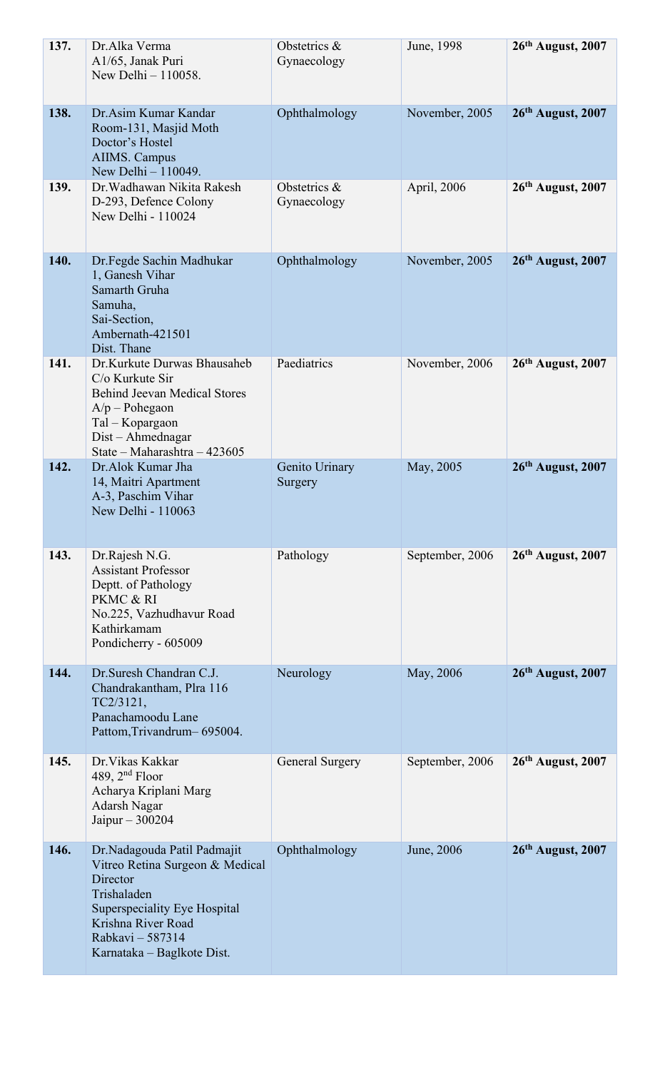| | | | | |
|---|---|---|---|---|
| **137.** | Dr.Alka Verma<br>A1/65, Janak Puri<br>New Delhi – 110058. | Obstetrics & Gynaecology | June, 1998 | **26th August, 2007** |
| **138.** | Dr.Asim Kumar Kandar<br>Room-131, Masjid Moth<br>Doctor's Hostel<br>AIIMS. Campus<br>New Delhi – 110049. | Ophthalmology | November, 2005 | **26th August, 2007** |
| **139.** | Dr.Wadhawan Nikita Rakesh<br>D-293, Defence Colony<br>New Delhi - 110024 | Obstetrics & Gynaecology | April, 2006 | **26th August, 2007** |
| **140.** | Dr.Fegde Sachin Madhukar<br>1, Ganesh Vihar<br>Samarth Gruha<br>Samuha,<br>Sai-Section,<br>Ambernath-421501<br>Dist. Thane | Ophthalmology | November, 2005 | **26th August, 2007** |
| **141.** | Dr.Kurkute Durwas Bhausaheb<br>C/o Kurkute Sir<br>Behind Jeevan Medical Stores<br>A/p – Pohegaon<br>Tal – Kopargaon<br>Dist – Ahmednagar<br>State – Maharashtra – 423605 | Paediatrics | November, 2006 | **26th August, 2007** |
| **142.** | Dr.Alok Kumar Jha<br>14, Maitri Apartment<br>A-3, Paschim Vihar<br>New Delhi - 110063 | Genito Urinary Surgery | May, 2005 | **26th August, 2007** |
| **143.** | Dr.Rajesh N.G.<br>Assistant Professor<br>Deptt. of Pathology<br>PKMC & RI<br>No.225, Vazhudhavur Road<br>Kathirkamam<br>Pondicherry - 605009 | Pathology | September, 2006 | **26th August, 2007** |
| **144.** | Dr.Suresh Chandran C.J.<br>Chandrakantham, Plra 116<br>TC2/3121,<br>Panachamoodu Lane<br>Pattom,Trivandrum– 695004. | Neurology | May, 2006 | **26th August, 2007** |
| **145.** | Dr.Vikas Kakkar<br>489, 2nd Floor<br>Acharya Kriplani Marg<br>Adarsh Nagar<br>Jaipur – 300204 | General Surgery | September, 2006 | **26th August, 2007** |
| **146.** | Dr.Nadagouda Patil Padmajit<br>Vitreo Retina Surgeon & Medical Director<br>Trishaladen<br>Superspeciality Eye Hospital<br>Krishna River Road<br>Rabkavi – 587314<br>Karnataka – Baglkote Dist. | Ophthalmology | June, 2006 | **26th August, 2007** |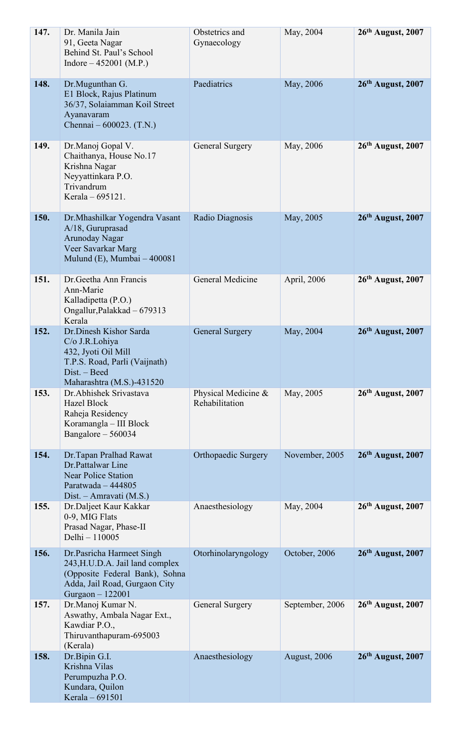| | | | | |
|---|---|---|---|---|
| **147.** | Dr. Manila Jain<br>91, Geeta Nagar<br>Behind St. Paul's School<br>Indore – 452001 (M.P.) | Obstetrics and Gynaecology | May, 2004 | **26th August, 2007** |
| **148.** | Dr.Mugunthan G.<br>E1 Block, Rajus Platinum<br>36/37, Solaiamman Koil Street<br>Ayanavaram<br>Chennai – 600023. (T.N.) | Paediatrics | May, 2006 | **26th August, 2007** |
| **149.** | Dr.Manoj Gopal V.<br>Chaithanya, House No.17<br>Krishna Nagar<br>Neyyattinkara P.O.<br>Trivandrum<br>Kerala – 695121. | General Surgery | May, 2006 | **26th August, 2007** |
| **150.** | Dr.Mhashilkar Yogendra Vasant<br>A/18, Guruprasad<br>Arunoday Nagar<br>Veer Savarkar Marg<br>Mulund (E), Mumbai – 400081 | Radio Diagnosis | May, 2005 | **26th August, 2007** |
| **151.** | Dr.Geetha Ann Francis<br>Ann-Marie<br>Kalladipetta (P.O.)<br>Ongallur,Palakkad – 679313<br>Kerala | General Medicine | April, 2006 | **26th August, 2007** |
| **152.** | Dr.Dinesh Kishor Sarda<br>C/o J.R.Lohiya<br>432, Jyoti Oil Mill<br>T.P.S. Road, Parli (Vaijnath)<br>Dist. – Beed<br>Maharashtra (M.S.)-431520 | General Surgery | May, 2004 | **26th August, 2007** |
| **153.** | Dr.Abhishek Srivastava<br>Hazel Block<br>Raheja Residency<br>Koramangla – III Block<br>Bangalore – 560034 | Physical Medicine & Rehabilitation | May, 2005 | **26th August, 2007** |
| **154.** | Dr.Tapan Pralhad Rawat<br>Dr.Pattalwar Line<br>Near Police Station<br>Paratwada – 444805<br>Dist. – Amravati (M.S.) | Orthopaedic Surgery | November, 2005 | **26th August, 2007** |
| **155.** | Dr.Daljeet Kaur Kakkar<br>0-9, MIG Flats<br>Prasad Nagar, Phase-II<br>Delhi – 110005 | Anaesthesiology | May, 2004 | **26th August, 2007** |
| **156.** | Dr.Pasricha Harmeet Singh<br>243,H.U.D.A. Jail land complex (Opposite Federal Bank), Sohna Adda, Jail Road, Gurgaon City<br>Gurgaon – 122001 | Otorhinolaryngology | October, 2006 | **26th August, 2007** |
| **157.** | Dr.Manoj Kumar N.<br>Aswathy, Ambala Nagar Ext.,<br>Kawdiar P.O.,<br>Thiruvanthapuram-695003<br>(Kerala) | General Surgery | September, 2006 | **26th August, 2007** |
| **158.** | Dr.Bipin G.I.<br>Krishna Vilas<br>Perumpuzha P.O.<br>Kundara, Quilon<br>Kerala – 691501 | Anaesthesiology | August, 2006 | **26th August, 2007** |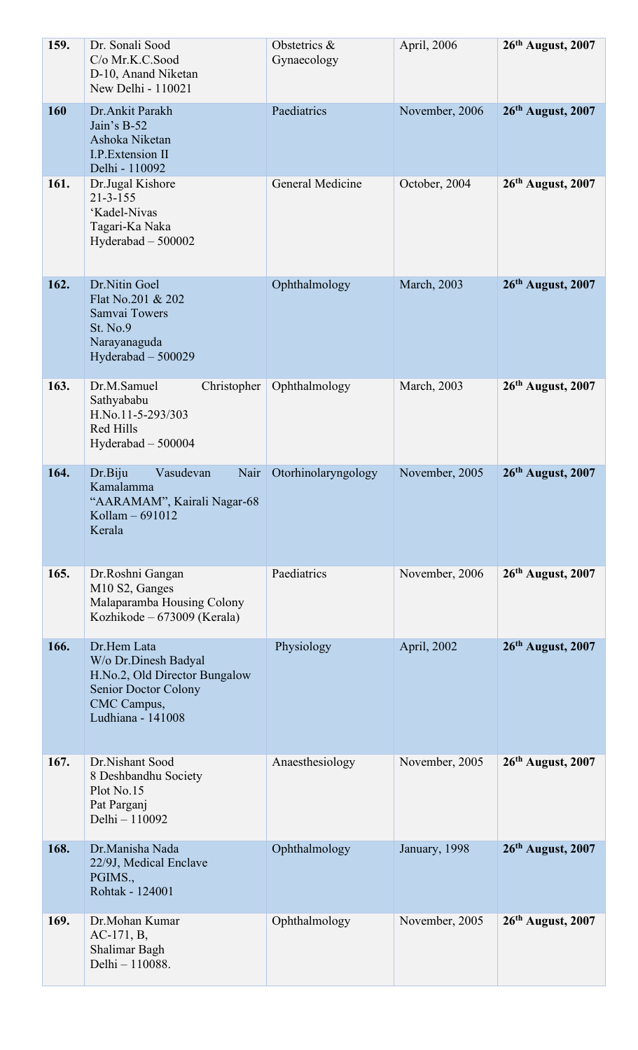| | | | | |
|---|---|---|---|---|
| **159.** | Dr. Sonali Sood<br>C/o Mr.K.C.Sood<br>D-10, Anand Niketan<br>New Delhi - 110021 | Obstetrics & Gynaecology | April, 2006 | **26th August, 2007** |
| **160** | Dr.Ankit Parakh<br>Jain's B-52<br>Ashoka Niketan<br>I.P.Extension II<br>Delhi - 110092 | Paediatrics | November, 2006 | **26th August, 2007** |
| **161.** | Dr.Jugal Kishore<br>21-3-155<br>'Kadel-Nivas<br>Tagari-Ka Naka<br>Hyderabad – 500002 | General Medicine | October, 2004 | **26th August, 2007** |
| **162.** | Dr.Nitin Goel<br>Flat No.201 & 202<br>Samvai Towers<br>St. No.9<br>Narayanaguda<br>Hyderabad – 500029 | Ophthalmology | March, 2003 | **26th August, 2007** |
| **163.** | Dr.M.Samuel Christopher Sathyababu<br>H.No.11-5-293/303<br>Red Hills<br>Hyderabad – 500004 | Ophthalmology | March, 2003 | **26th August, 2007** |
| **164.** | Dr.Biju Vasudevan Nair Kamalamma<br>"AARAMAM", Kairali Nagar-68<br>Kollam – 691012<br>Kerala | Otorhinolaryngology | November, 2005 | **26th August, 2007** |
| **165.** | Dr.Roshni Gangan<br>M10 S2, Ganges<br>Malaparamba Housing Colony<br>Kozhikode – 673009 (Kerala) | Paediatrics | November, 2006 | **26th August, 2007** |
| **166.** | Dr.Hem Lata<br>W/o Dr.Dinesh Badyal<br>H.No.2, Old Director Bungalow<br>Senior Doctor Colony<br>CMC Campus,<br>Ludhiana - 141008 | Physiology | April, 2002 | **26th August, 2007** |
| **167.** | Dr.Nishant Sood<br>8 Deshbandhu Society<br>Plot No.15<br>Pat Parganj<br>Delhi – 110092 | Anaesthesiology | November, 2005 | **26th August, 2007** |
| **168.** | Dr.Manisha Nada<br>22/9J, Medical Enclave<br>PGIMS.,<br>Rohtak - 124001 | Ophthalmology | January, 1998 | **26th August, 2007** |
| **169.** | Dr.Mohan Kumar<br>AC-171, B,<br>Shalimar Bagh<br>Delhi – 110088. | Ophthalmology | November, 2005 | **26th August, 2007** |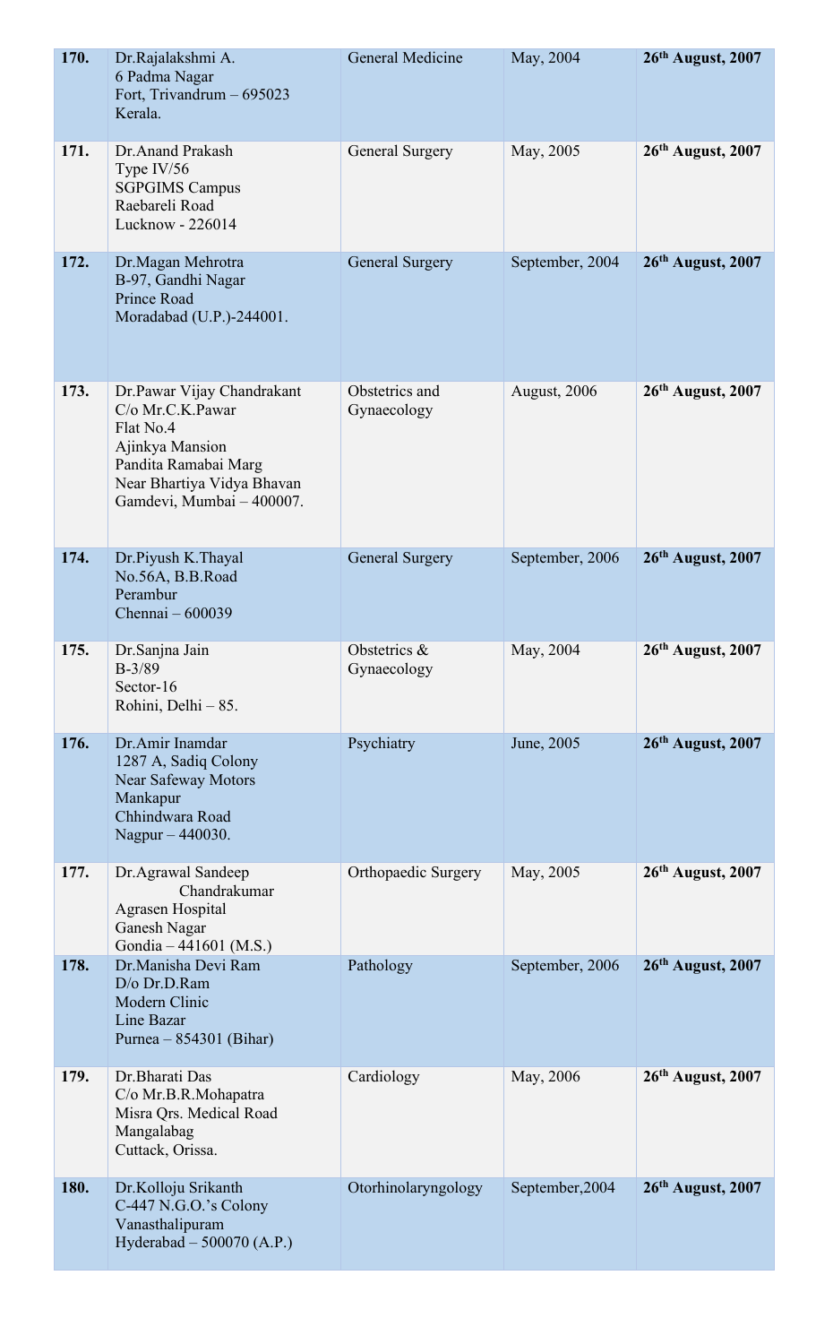| | | | | |
|---|---|---|---|---|
| **170.** | Dr.Rajalakshmi A.<br>6 Padma Nagar<br>Fort, Trivandrum – 695023<br>Kerala. | General Medicine | May, 2004 | **26th August, 2007** |
| **171.** | Dr.Anand Prakash<br>Type IV/56<br>SGPGIMS Campus<br>Raebareli Road<br>Lucknow - 226014 | General Surgery | May, 2005 | **26th August, 2007** |
| **172.** | Dr.Magan Mehrotra<br>B-97, Gandhi Nagar<br>Prince Road<br>Moradabad (U.P.)-244001. | General Surgery | September, 2004 | **26th August, 2007** |
| **173.** | Dr.Pawar Vijay Chandrakant<br>C/o Mr.C.K.Pawar<br>Flat No.4<br>Ajinkya Mansion<br>Pandita Ramabai Marg<br>Near Bhartiya Vidya Bhavan<br>Gamdevi, Mumbai – 400007. | Obstetrics and Gynaecology | August, 2006 | **26th August, 2007** |
| **174.** | Dr.Piyush K.Thayal<br>No.56A, B.B.Road<br>Perambur<br>Chennai – 600039 | General Surgery | September, 2006 | **26th August, 2007** |
| **175.** | Dr.Sanjna Jain<br>B-3/89<br>Sector-16<br>Rohini, Delhi – 85. | Obstetrics & Gynaecology | May, 2004 | **26th August, 2007** |
| **176.** | Dr.Amir Inamdar<br>1287 A, Sadiq Colony<br>Near Safeway Motors<br>Mankapur<br>Chhindwara Road<br>Nagpur – 440030. | Psychiatry | June, 2005 | **26th August, 2007** |
| **177.** | Dr.Agrawal Sandeep Chandrakumar<br>Agrasen Hospital<br>Ganesh Nagar<br>Gondia – 441601 (M.S.) | Orthopaedic Surgery | May, 2005 | **26th August, 2007** |
| **178.** | Dr.Manisha Devi Ram<br>D/o Dr.D.Ram<br>Modern Clinic<br>Line Bazar<br>Purnea – 854301 (Bihar) | Pathology | September, 2006 | **26th August, 2007** |
| **179.** | Dr.Bharati Das<br>C/o Mr.B.R.Mohapatra<br>Misra Qrs. Medical Road<br>Mangalabag<br>Cuttack, Orissa. | Cardiology | May, 2006 | **26th August, 2007** |
| **180.** | Dr.Kolloju Srikanth<br>C-447 N.G.O.'s Colony<br>Vanasthalipuram<br>Hyderabad – 500070 (A.P.) | Otorhinolaryngology | September,2004 | **26th August, 2007** |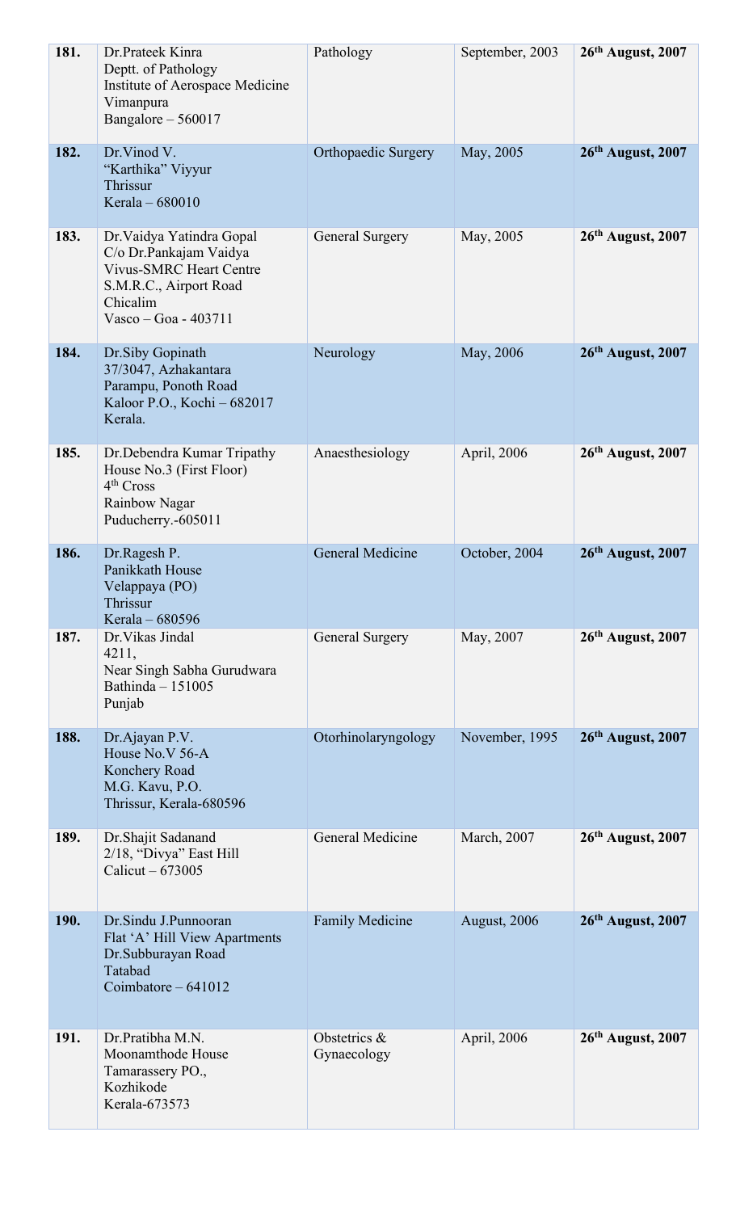| | | | | |
|---|---|---|---|---|
| **181.** | Dr.Prateek Kinra<br>Deptt. of Pathology<br>Institute of Aerospace Medicine<br>Vimanpura<br>Bangalore – 560017 | Pathology | September, 2003 | **26th August, 2007** |
| **182.** | Dr.Vinod V.<br>"Karthika" Viyyur<br>Thrissur<br>Kerala – 680010 | Orthopaedic Surgery | May, 2005 | **26th August, 2007** |
| **183.** | Dr.Vaidya Yatindra Gopal<br>C/o Dr.Pankajam Vaidya<br>Vivus-SMRC Heart Centre<br>S.M.R.C., Airport Road<br>Chicalim<br>Vasco – Goa - 403711 | General Surgery | May, 2005 | **26th August, 2007** |
| **184.** | Dr.Siby Gopinath<br>37/3047, Azhakantara<br>Parampu, Ponoth Road<br>Kaloor P.O., Kochi – 682017<br>Kerala. | Neurology | May, 2006 | **26th August, 2007** |
| **185.** | Dr.Debendra Kumar Tripathy<br>House No.3 (First Floor)<br>4th Cross<br>Rainbow Nagar<br>Puducherry.-605011 | Anaesthesiology | April, 2006 | **26th August, 2007** |
| **186.** | Dr.Ragesh P.<br>Panikkath House<br>Velappaya (PO)<br>Thrissur<br>Kerala – 680596 | General Medicine | October, 2004 | **26th August, 2007** |
| **187.** | Dr.Vikas Jindal<br>4211,<br>Near Singh Sabha Gurudwara<br>Bathinda – 151005<br>Punjab | General Surgery | May, 2007 | **26th August, 2007** |
| **188.** | Dr.Ajayan P.V.<br>House No.V 56-A<br>Konchery Road<br>M.G. Kavu, P.O.<br>Thrissur, Kerala-680596 | Otorhinolaryngology | November, 1995 | **26th August, 2007** |
| **189.** | Dr.Shajit Sadanand<br>2/18, "Divya" East Hill<br>Calicut – 673005 | General Medicine | March, 2007 | **26th August, 2007** |
| **190.** | Dr.Sindu J.Punnooran<br>Flat 'A' Hill View Apartments<br>Dr.Subburayan Road<br>Tatabad<br>Coimbatore – 641012 | Family Medicine | August, 2006 | **26th August, 2007** |
| **191.** | Dr.Pratibha M.N.<br>Moonamthode House<br>Tamarassery PO.,<br>Kozhikode<br>Kerala-673573 | Obstetrics & Gynaecology | April, 2006 | **26th August, 2007** |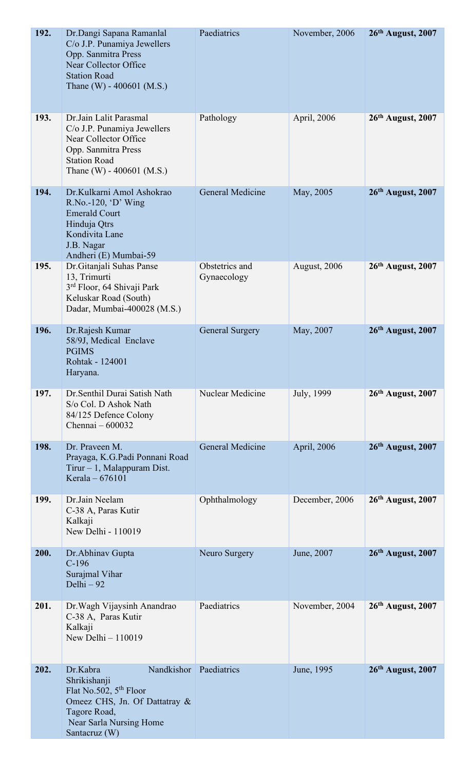| | | | | |
|---|---|---|---|---|
| **192.** | Dr.Dangi Sapana Ramanlal<br>C/o J.P. Punamiya Jewellers<br>Opp. Sanmitra Press<br>Near Collector Office<br>Station Road<br>Thane (W) - 400601 (M.S.) | Paediatrics | November, 2006 | **26th August, 2007** |
| **193.** | Dr.Jain Lalit Parasmal<br>C/o J.P. Punamiya Jewellers<br>Near Collector Office<br>Opp. Sanmitra Press<br>Station Road<br>Thane (W) - 400601 (M.S.) | Pathology | April, 2006 | **26th August, 2007** |
| **194.** | Dr.Kulkarni Amol Ashokrao<br>R.No.-120, 'D' Wing<br>Emerald Court<br>Hinduja Qtrs<br>Kondivita Lane<br>J.B. Nagar<br>Andheri (E) Mumbai-59 | General Medicine | May, 2005 | **26th August, 2007** |
| **195.** | Dr.Gitanjali Suhas Panse<br>13, Trimurti<br>3rd Floor, 64 Shivaji Park<br>Keluskar Road (South)<br>Dadar, Mumbai-400028 (M.S.) | Obstetrics and Gynaecology | August, 2006 | **26th August, 2007** |
| **196.** | Dr.Rajesh Kumar<br>58/9J, Medical Enclave<br>PGIMS<br>Rohtak - 124001<br>Haryana. | General Surgery | May, 2007 | **26th August, 2007** |
| **197.** | Dr.Senthil Durai Satish Nath<br>S/o Col. D Ashok Nath<br>84/125 Defence Colony<br>Chennai – 600032 | Nuclear Medicine | July, 1999 | **26th August, 2007** |
| **198.** | Dr. Praveen M.<br>Prayaga, K.G.Padi Ponnani Road<br>Tirur – 1, Malappuram Dist.<br>Kerala – 676101 | General Medicine | April, 2006 | **26th August, 2007** |
| **199.** | Dr.Jain Neelam<br>C-38 A, Paras Kutir<br>Kalkaji<br>New Delhi - 110019 | Ophthalmology | December, 2006 | **26th August, 2007** |
| **200.** | Dr.Abhinav Gupta<br>C-196<br>Surajmal Vihar<br>Delhi – 92 | Neuro Surgery | June, 2007 | **26th August, 2007** |
| **201.** | Dr.Wagh Vijaysinh Anandrao<br>C-38 A, Paras Kutir<br>Kalkaji<br>New Delhi – 110019 | Paediatrics | November, 2004 | **26th August, 2007** |
| **202.** | Dr.Kabra Nandkishor Shrikishanji<br>Flat No.502, 5th Floor<br>Omeez CHS, Jn. Of Dattatray & Tagore Road,<br>Near Sarla Nursing Home<br>Santacruz (W) | Paediatrics | June, 1995 | **26th August, 2007** |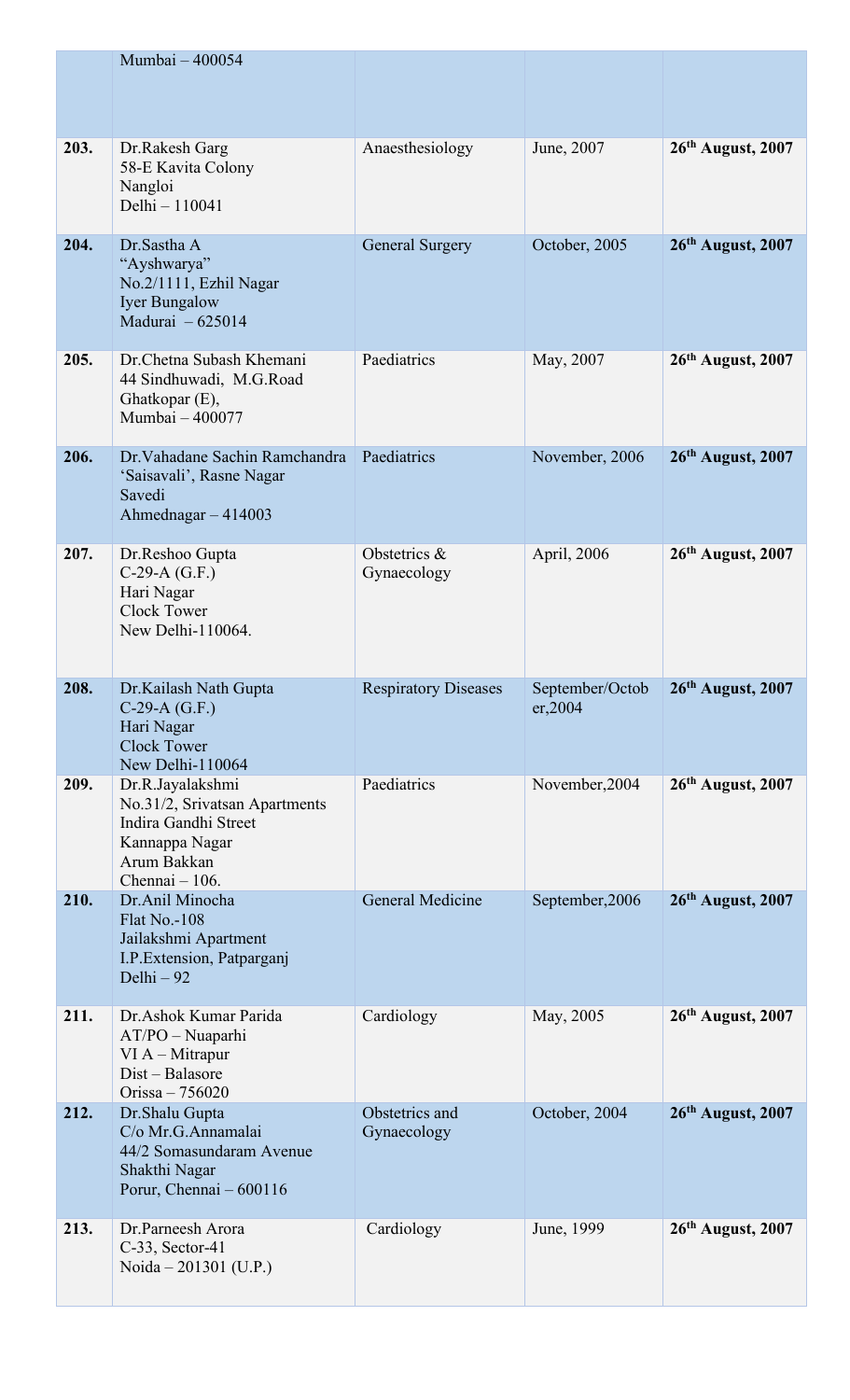| | | | | |
|---|---|---|---|---|
| | Mumbai – 400054 | | | |
| **203.** | Dr.Rakesh Garg<br>58-E Kavita Colony<br>Nangloi<br>Delhi – 110041 | Anaesthesiology | June, 2007 | **26th August, 2007** |
| **204.** | Dr.Sastha A<br>"Ayshwarya"<br>No.2/1111, Ezhil Nagar<br>Iyer Bungalow<br>Madurai – 625014 | General Surgery | October, 2005 | **26th August, 2007** |
| **205.** | Dr.Chetna Subash Khemani<br>44 Sindhuwadi, M.G.Road<br>Ghatkopar (E),<br>Mumbai – 400077 | Paediatrics | May, 2007 | **26th August, 2007** |
| **206.** | Dr.Vahadane Sachin Ramchandra<br>'Saisavali', Rasne Nagar<br>Savedi<br>Ahmednagar – 414003 | Paediatrics | November, 2006 | **26th August, 2007** |
| **207.** | Dr.Reshoo Gupta<br>C-29-A (G.F.)<br>Hari Nagar<br>Clock Tower<br>New Delhi-110064. | Obstetrics & Gynaecology | April, 2006 | **26th August, 2007** |
| **208.** | Dr.Kailash Nath Gupta<br>C-29-A (G.F.)<br>Hari Nagar<br>Clock Tower<br>New Delhi-110064 | Respiratory Diseases | September/October,2004 | **26th August, 2007** |
| **209.** | Dr.R.Jayalakshmi<br>No.31/2, Srivatsan Apartments<br>Indira Gandhi Street<br>Kannappa Nagar<br>Arum Bakkan<br>Chennai – 106. | Paediatrics | November,2004 | **26th August, 2007** |
| **210.** | Dr.Anil Minocha<br>Flat No.-108<br>Jailakshmi Apartment<br>I.P.Extension, Patparganj<br>Delhi – 92 | General Medicine | September,2006 | **26th August, 2007** |
| **211.** | Dr.Ashok Kumar Parida<br>AT/PO – Nuaparhi<br>VI A – Mitrapur<br>Dist – Balasore<br>Orissa – 756020 | Cardiology | May, 2005 | **26th August, 2007** |
| **212.** | Dr.Shalu Gupta<br>C/o Mr.G.Annamalai<br>44/2 Somasundaram Avenue<br>Shakthi Nagar<br>Porur, Chennai – 600116 | Obstetrics and Gynaecology | October, 2004 | **26th August, 2007** |
| **213.** | Dr.Parneesh Arora<br>C-33, Sector-41<br>Noida – 201301 (U.P.) | Cardiology | June, 1999 | **26th August, 2007** |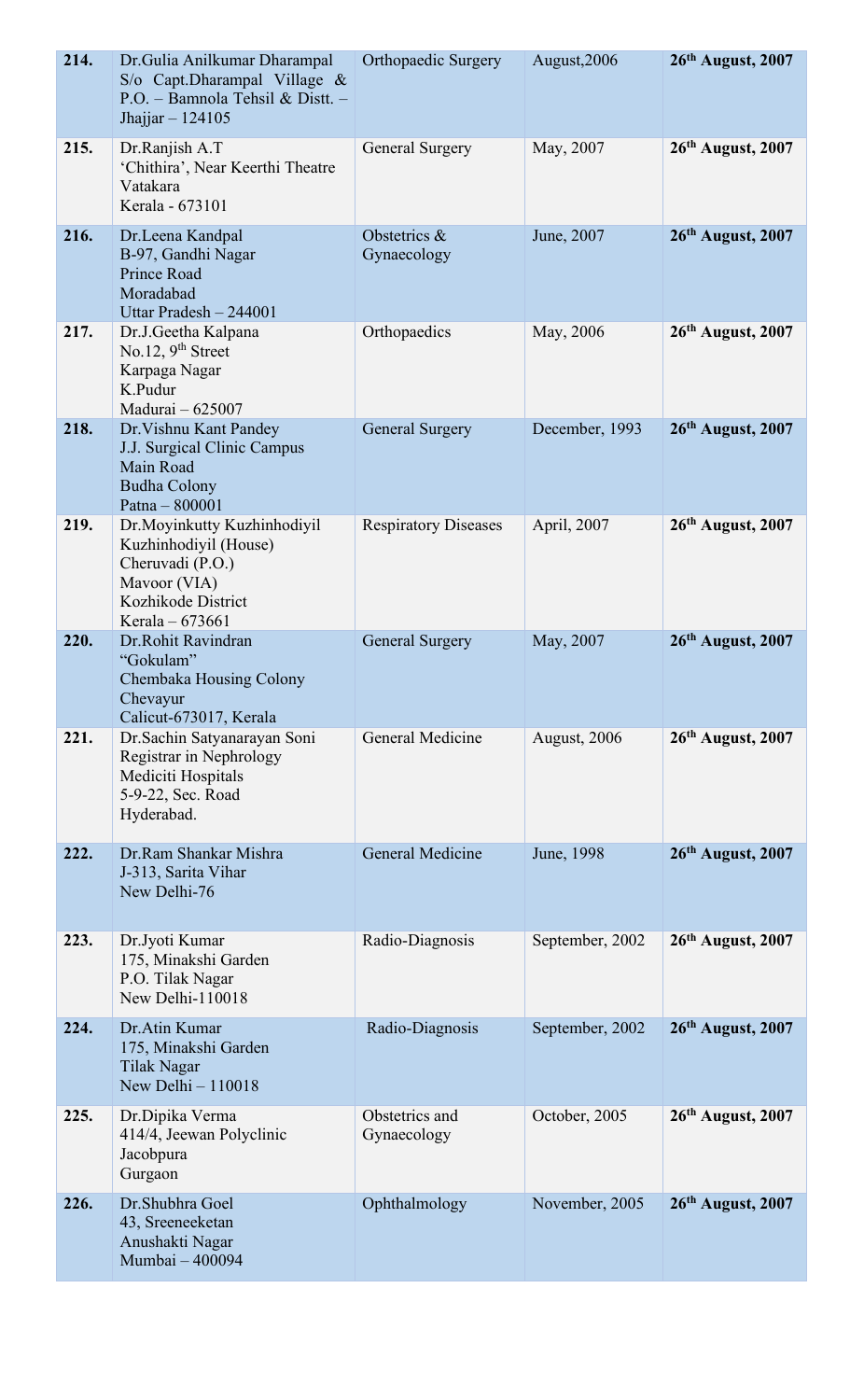| | | | | |
|---|---|---|---|---|
| **214.** | Dr.Gulia Anilkumar Dharampal S/o Capt.Dharampal Village & P.O. – Bamnola Tehsil & Distt. – Jhajjar – 124105 | Orthopaedic Surgery | August,2006 | **26th August, 2007** |
| **215.** | Dr.Ranjish A.T<br>'Chithira', Near Keerthi Theatre<br>Vatakara<br>Kerala - 673101 | General Surgery | May, 2007 | **26th August, 2007** |
| **216.** | Dr.Leena Kandpal<br>B-97, Gandhi Nagar<br>Prince Road<br>Moradabad<br>Uttar Pradesh – 244001 | Obstetrics & Gynaecology | June, 2007 | **26th August, 2007** |
| **217.** | Dr.J.Geetha Kalpana<br>No.12, 9th Street<br>Karpaga Nagar<br>K.Pudur<br>Madurai – 625007 | Orthopaedics | May, 2006 | **26th August, 2007** |
| **218.** | Dr.Vishnu Kant Pandey<br>J.J. Surgical Clinic Campus<br>Main Road<br>Budha Colony<br>Patna – 800001 | General Surgery | December, 1993 | **26th August, 2007** |
| **219.** | Dr.Moyinkutty Kuzhinhodiyil<br>Kuzhinhodiyil (House)<br>Cheruvadi (P.O.)<br>Mavoor (VIA)<br>Kozhikode District<br>Kerala – 673661 | Respiratory Diseases | April, 2007 | **26th August, 2007** |
| **220.** | Dr.Rohit Ravindran<br>"Gokulam"<br>Chembaka Housing Colony<br>Chevayur<br>Calicut-673017, Kerala | General Surgery | May, 2007 | **26th August, 2007** |
| **221.** | Dr.Sachin Satyanarayan Soni<br>Registrar in Nephrology<br>Mediciti Hospitals<br>5-9-22, Sec. Road<br>Hyderabad. | General Medicine | August, 2006 | **26th August, 2007** |
| **222.** | Dr.Ram Shankar Mishra<br>J-313, Sarita Vihar<br>New Delhi-76 | General Medicine | June, 1998 | **26th August, 2007** |
| **223.** | Dr.Jyoti Kumar<br>175, Minakshi Garden<br>P.O. Tilak Nagar<br>New Delhi-110018 | Radio-Diagnosis | September, 2002 | **26th August, 2007** |
| **224.** | Dr.Atin Kumar<br>175, Minakshi Garden<br>Tilak Nagar<br>New Delhi – 110018 | Radio-Diagnosis | September, 2002 | **26th August, 2007** |
| **225.** | Dr.Dipika Verma<br>414/4, Jeewan Polyclinic<br>Jacobpura<br>Gurgaon | Obstetrics and Gynaecology | October, 2005 | **26th August, 2007** |
| **226.** | Dr.Shubhra Goel<br>43, Sreeneeketan<br>Anushakti Nagar<br>Mumbai – 400094 | Ophthalmology | November, 2005 | **26th August, 2007** |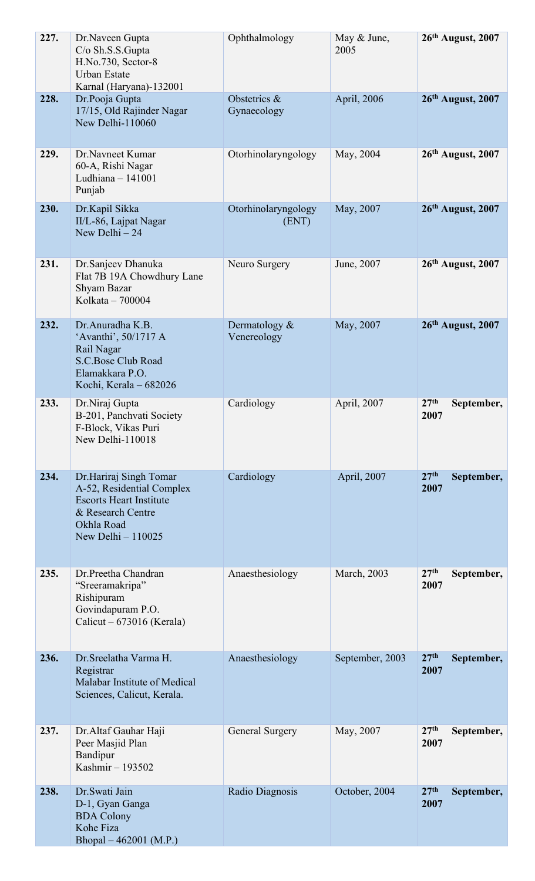| | | | | |
|---|---|---|---|---|
| **227.** | Dr.Naveen Gupta<br>C/o Sh.S.S.Gupta<br>H.No.730, Sector-8<br>Urban Estate<br>Karnal (Haryana)-132001 | Ophthalmology | May & June, 2005 | **26th August, 2007** |
| **228.** | Dr.Pooja Gupta<br>17/15, Old Rajinder Nagar<br>New Delhi-110060 | Obstetrics & Gynaecology | April, 2006 | **26th August, 2007** |
| **229.** | Dr.Navneet Kumar<br>60-A, Rishi Nagar<br>Ludhiana – 141001<br>Punjab | Otorhinolaryngology | May, 2004 | **26th August, 2007** |
| **230.** | Dr.Kapil Sikka<br>II/L-86, Lajpat Nagar<br>New Delhi – 24 | Otorhinolaryngology (ENT) | May, 2007 | **26th August, 2007** |
| **231.** | Dr.Sanjeev Dhanuka<br>Flat 7B 19A Chowdhury Lane<br>Shyam Bazar<br>Kolkata – 700004 | Neuro Surgery | June, 2007 | **26th August, 2007** |
| **232.** | Dr.Anuradha K.B.<br>'Avanthi', 50/1717 A<br>Rail Nagar<br>S.C.Bose Club Road<br>Elamakkara P.O.<br>Kochi, Kerala – 682026 | Dermatology & Venereology | May, 2007 | **26th August, 2007** |
| **233.** | Dr.Niraj Gupta<br>B-201, Panchvati Society<br>F-Block, Vikas Puri<br>New Delhi-110018 | Cardiology | April, 2007 | **27th September, 2007** |
| **234.** | Dr.Hariraj Singh Tomar<br>A-52, Residential Complex<br>Escorts Heart Institute<br>& Research Centre<br>Okhla Road<br>New Delhi – 110025 | Cardiology | April, 2007 | **27th September, 2007** |
| **235.** | Dr.Preetha Chandran<br>"Sreeramakripa"<br>Rishipuram<br>Govindapuram P.O.<br>Calicut – 673016 (Kerala) | Anaesthesiology | March, 2003 | **27th September, 2007** |
| **236.** | Dr.Sreelatha Varma H.<br>Registrar<br>Malabar Institute of Medical Sciences, Calicut, Kerala. | Anaesthesiology | September, 2003 | **27th September, 2007** |
| **237.** | Dr.Altaf Gauhar Haji<br>Peer Masjid Plan<br>Bandipur<br>Kashmir – 193502 | General Surgery | May, 2007 | **27th September, 2007** |
| **238.** | Dr.Swati Jain<br>D-1, Gyan Ganga<br>BDA Colony<br>Kohe Fiza<br>Bhopal – 462001 (M.P.) | Radio Diagnosis | October, 2004 | **27th September, 2007** |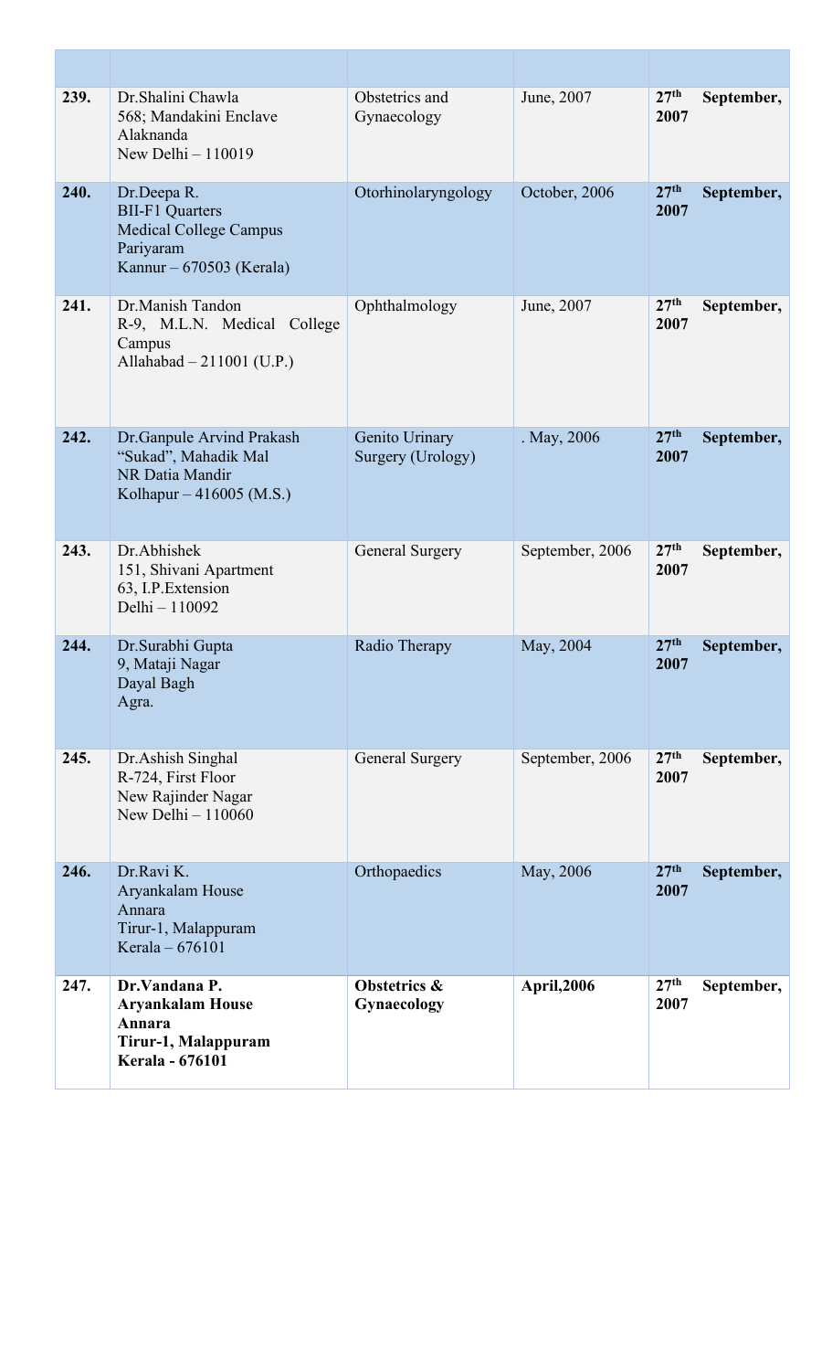| | | | | |
|---|---|---|---|---|
| **239.** | Dr.Shalini Chawla<br>568; Mandakini Enclave<br>Alaknanda<br>New Delhi – 110019 | Obstetrics and Gynaecology | June, 2007 | **27th September, 2007** |
| **240.** | Dr.Deepa R.<br>BII-F1 Quarters<br>Medical College Campus<br>Pariyaram<br>Kannur – 670503 (Kerala) | Otorhinolaryngology | October, 2006 | **27th September, 2007** |
| **241.** | Dr.Manish Tandon<br>R-9, M.L.N. Medical College Campus<br>Allahabad – 211001 (U.P.) | Ophthalmology | June, 2007 | **27th September, 2007** |
| **242.** | Dr.Ganpule Arvind Prakash<br>"Sukad", Mahadik Mal<br>NR Datia Mandir<br>Kolhapur – 416005 (M.S.) | Genito Urinary Surgery (Urology) | . May, 2006 | **27th September, 2007** |
| **243.** | Dr.Abhishek<br>151, Shivani Apartment<br>63, I.P.Extension<br>Delhi – 110092 | General Surgery | September, 2006 | **27th September, 2007** |
| **244.** | Dr.Surabhi Gupta<br>9, Mataji Nagar<br>Dayal Bagh<br>Agra. | Radio Therapy | May, 2004 | **27th September, 2007** |
| **245.** | Dr.Ashish Singhal<br>R-724, First Floor<br>New Rajinder Nagar<br>New Delhi – 110060 | General Surgery | September, 2006 | **27th September, 2007** |
| **246.** | Dr.Ravi K.<br>Aryankalam House<br>Annara<br>Tirur-1, Malappuram<br>Kerala – 676101 | Orthopaedics | May, 2006 | **27th September, 2007** |
| **247.** | **Dr.Vandana P.<br>Aryankalam House<br>Annara<br>Tirur-1, Malappuram<br>Kerala - 676101** | **Obstetrics & Gynaecology** | **April,2006** | **27th September, 2007** |